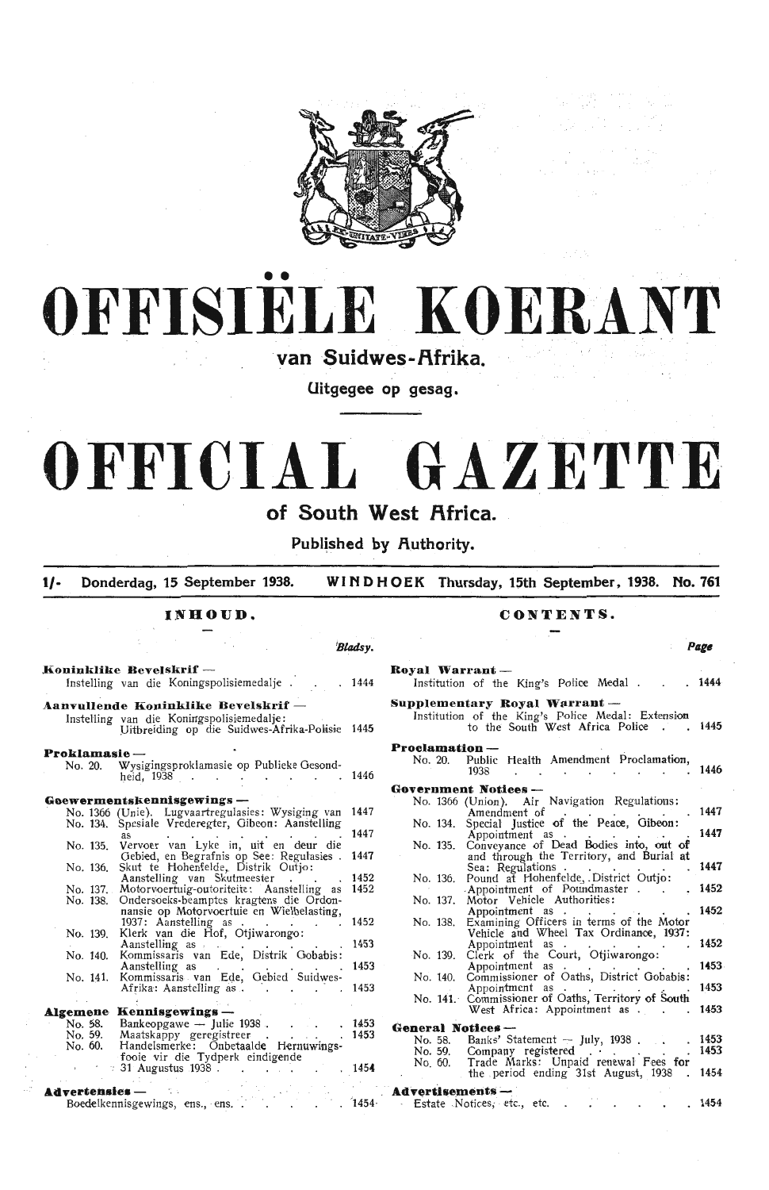# OFFISIËLE KOERANT

## van Suidwes-Afrika.

Uitgegee op gesag.

# OFFICIAL GAZETTE

## of South West Africa.

Published by Authority.

**1/- Donderdag, 15 September 1938. WINDHOEK Thursday, 15th September, 1938. No. 761**

### INHOUD.

| | Bladsy. |
|---|---|
| **Koninklike Bevelskrif —** | |
| Instelling van die Koningspolisiemedalje | 1444 |
| **Aanvullende Koninklike Bevelskrif —** | |
| Instelling van die Koningspolisiemedalje: Uitbreiding op die Suidwes-Afrika-Polisie | 1445 |
| **Proklamasie —** | |
| No. 20. Wysigingsproklamasie op Publieke Gesondheid, 1938 | 1446 |
| **Goewermentskennisgewings —** | |
| No. 1366 (Unie). Lugvaartregulasies: Wysiging van | 1447 |
| No. 134. Spesiale Vrederegter, Gibeon: Aanstelling as | 1447 |
| No. 135. Vervoer van Lyke in, uit en deur die Gebied, en Begrafnis op See: Regulasies | 1447 |
| No. 136. Skut te Hohenfelde, Distrik Outjo: Aanstelling van Skutmeester | 1452 |
| No. 137. Motorvoertuig-outoriteite: Aanstelling as | 1452 |
| No. 138. Ondersoeks-beamptes kragtens die Ordonnansie op Motorvoertuie en Wielbelasting, 1937: Aanstelling as | 1452 |
| No. 139. Klerk van die Hof, Otjiwarongo: Aanstelling as | 1453 |
| No. 140. Kommissaris van Ede, Distrik Gobabis: Aanstelling as | 1453 |
| No. 141. Kommissaris van Ede, Gebied Suidwes-Afrika: Aanstelling as | 1453 |
| **Algemene Kennisgewings —** | |
| No. 58. Bankeopgawe — Julie 1938 | 1453 |
| No. 59. Maatskappy geregistreer | 1453 |
| No. 60. Handelsmerke: Onbetaalde Hernuwingsfooie vir die Tydperk eindigende 31 Augustus 1938 | 1454 |
| **Advertensies —** | |
| Boedelkennisgewings, ens., ens. | 1454 |

### CONTENTS.

| | Page |
|---|---|
| **Royal Warrant —** | |
| Institution of the King's Police Medal | 1444 |
| **Supplementary Royal Warrant —** | |
| Institution of the King's Police Medal: Extension to the South West Africa Police | 1445 |
| **Proclamation —** | |
| No. 20. Public Health Amendment Proclamation, 1938 | 1446 |
| **Government Notices —** | |
| No. 1366 (Union). Air Navigation Regulations: Amendment of | 1447 |
| No. 134. Special Justice of the Peace, Gibeon: Appointment as | 1447 |
| No. 135. Conveyance of Dead Bodies into, out of and through the Territory, and Burial at Sea: Regulations | 1447 |
| No. 136. Pound at Hohenfelde, District Outjo: Appointment of Poundmaster | 1452 |
| No. 137. Motor Vehicle Authorities: Appointment as | 1452 |
| No. 138. Examining Officers in terms of the Motor Vehicle and Wheel Tax Ordinance, 1937: Appointment as | 1452 |
| No. 139. Clerk of the Court, Otjiwarongo: Appointment as | 1453 |
| No. 140. Commissioner of Oaths, District Gobabis: Appointment as | 1453 |
| No. 141. Commissioner of Oaths, Territory of South West Africa: Appointment as | 1453 |
| **General Notices —** | |
| No. 58. Banks' Statement — July, 1938 | 1453 |
| No. 59. Company registered | 1453 |
| No. 60. Trade Marks: Unpaid renewal Fees for the period ending 31st August, 1938 | 1454 |
| **Advertisements —** | |
| Estate Notices, etc., etc. | 1454 |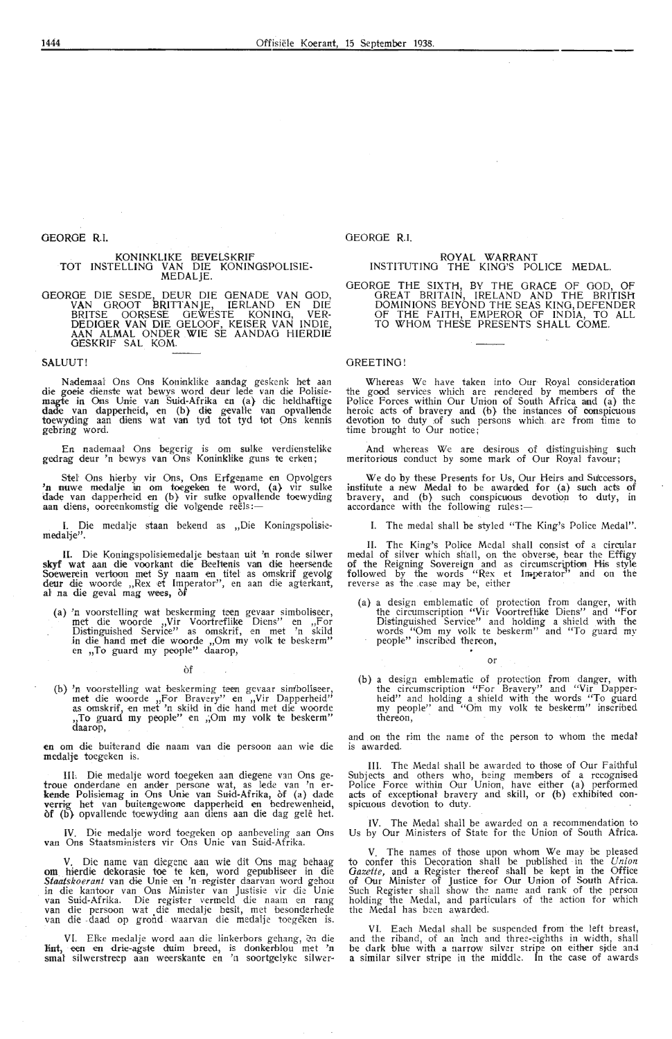GEORGE R.I.

## KONINKLIKE BEVELSKRIF TOT INSTELLING VAN DIE KONINGSPOLISIE-MEDALJE.

GEORGE DIE SESDE, DEUR DIE GENADE VAN GOD, VAN GROOT BRITTANJE, IERLAND EN DIE BRITSE OORSESE GEWESTE KONING, VERDEDIGER VAN DIE GELOOF, KEISER VAN INDIË, AAN ALMAL ONDER WIE SE AANDAG HIERDIE GESKRIF SAL KOM.

SALUUT!

Nademaal Ons Ons Koninklike aandag geskenk het aan die goeie dienste wat bewys word deur lede van die Polisiemagte in Ons Unie van Suid-Afrika en (a) die heldhaftige dade van dapperheid, en (b) die gevalle van opvallende toewyding aan diens wat van tyd tot tyd tot Ons kennis gebring word.

En nademaal Ons begerig is om sulke verdienstelike gedrag deur 'n bewys van Ons Koninklike guns te erken;

Stel Ons hierby vir Ons, Ons Erfgename en Opvolgers 'n nuwe medalje in om toegeken te word, (a) vir sulke dade van dapperheid en (b) vir sulke opvallende toewyding aan diens, ooreenkomstig die volgende reëls:—

I. Die medalje staan bekend as „Die Koningspolisiemedalje".

II. Die Koningspolisiemedalje bestaan uit 'n ronde silwer skyf wat aan die voorkant die Beeltenis van die heersende Soewerein vertoon met Sy naam en titel as omskrif gevolg deur die woorde „Rex et Imperator", en aan die agterkant, al na die geval mag wees, òf

(a) 'n voorstelling wat beskerming teen gevaar simboliseer, met die woorde „Vir Voortreflike Diens" en „For Distinguished Service" as omskrif, en met 'n skild in die hand met die woorde „Om my volk te beskerm" en „To guard my people" daarop,

òf

(b) 'n voorstelling wat beskerming teen gevaar simboliseer, met die woorde „For Bravery" en „Vir Dapperheid" as omskrif, en met 'n skild in die hand met die woorde „To guard my people" en „Om my volk te beskerm" daarop,

en om die buiterand die naam van die persoon aan wie die medalje toegeken is.

III. Die medalje word toegeken aan diegene van Ons getroue onderdane en ander persone wat, as lede van 'n erkende Polisiemag in Ons Unie van Suid-Afrika, òf (a) dade verrig het van buitengewone dapperheid en bedrewenheid, òf (b) opvallende toewyding aan diens aan die dag gelê het.

IV. Die medalje word toegeken op aanbeveling aan Ons van Ons Staatsministers vir Ons Unie van Suid-Afrika.

V. Die name van diegene aan wie dit Ons mag behaag om hierdie dekorasie toe te ken, word gepubliseer in die *Staatskoerant* van die Unie en 'n register daarvan word gehou in die kantoor van Ons Minister van Justisie vir die Unie van Suid-Afrika. Die register vermeld die naam en rang van die persoon wat die medalje besit, met besonderhede van die daad op grond waarvan die medalje toegeken is.

VI. Elke medalje word aan die linkerbors gehang, en die lint, een en drie-agste duim breed, is donkerblou met 'n smal silwerstreep aan weerskante en 'n soortgelyke silwer-

GEORGE R.I.

## ROYAL WARRANT INSTITUTING THE KING'S POLICE MEDAL.

GEORGE THE SIXTH, BY THE GRACE OF GOD, OF GREAT BRITAIN, IRELAND AND THE BRITISH DOMINIONS BEYOND THE SEAS KING, DEFENDER OF THE FAITH, EMPEROR OF INDIA, TO ALL TO WHOM THESE PRESENTS SHALL COME.

GREETING!

Whereas We have taken into Our Royal consideration the good services which are rendered by members of the Police Forces within Our Union of South Africa and (a) the heroic acts of bravery and (b) the instances of conspicuous devotion to duty of such persons which are from time to time brought to Our notice;

And whereas We are desirous of distinguishing such meritorious conduct by some mark of Our Royal favour;

We do by these Presents for Us, Our Heirs and Successors, institute a new Medal to be awarded for (a) such acts of bravery, and (b) such conspicuous devotion to duty, in accordance with the following rules:—

I. The medal shall be styled "The King's Police Medal".

II. The King's Police Medal shall consist of a circular medal of silver which shall, on the obverse, bear the Effigy of the Reigning Sovereign and as circumscription His style followed by the words "Rex et Imperator" and on the reverse as the case may be, either

(a) a design emblematic of protection from danger, with the circumscription "Vir Voortreflike Diens" and "For Distinguished Service" and holding a shield with the words "Om my volk te beskerm" and "To guard my people" inscribed thereon,

or

(b) a design emblematic of protection from danger, with the circumscription "For Bravery" and "Vir Dapperheid" and holding a shield with the words "To guard my people" and "Om my volk te beskerm" inscribed thereon,

and on the rim the name of the person to whom the medal is awarded.

III. The Medal shall be awarded to those of Our Faithful Subjects and others who, being members of a recognised Police Force within Our Union, have either (a) performed acts of exceptional bravery and skill, or (b) exhibited conspicuous devotion to duty.

IV. The Medal shall be awarded on a recommendation to Us by Our Ministers of State for the Union of South Africa.

V. The names of those upon whom We may be pleased to confer this Decoration shall be published in the *Union Gazette*, and a Register thereof shall be kept in the Office of Our Minister of Justice for Our Union of South Africa. Such Register shall show the name and rank of the person holding the Medal, and particulars of the action for which the Medal has been awarded.

VI. Each Medal shall be suspended from the left breast, and the riband, of an inch and three-eighths in width, shall be dark blue with a narrow silver stripe on either side and a similar silver stripe in the middle. In the case of awards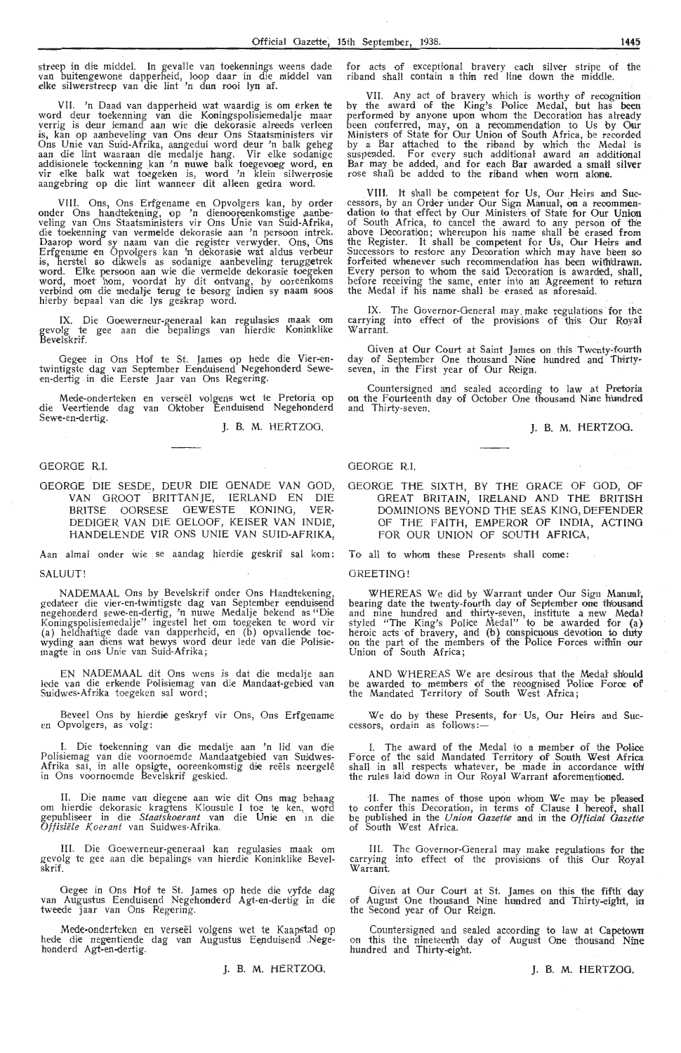streep in die middel. In gevalle van toekennings weens dade van buitengewone dapperheid, loop daar in die middel van elke silwerstreep van die lint 'n dun rooi lyn af.

VII. 'n Daad van dapperheid wat waardig is om erken te word deur toekenning van die Koningspolisiemedalje maar verrig is deur iemand aan wie die dekorasie alreeds verleen is, kan op aanbeveling van Ons deur Ons Staatsministers vir Ons Unie van Suid-Afrika, aangedui word deur 'n balk geheg aan die lint waaraan die medalje hang. Vir elke sodanige addisionele toekenning kan 'n nuwe balk toegevoeg word, en vir elke balk wat toegeken is, word 'n klein silwerrosie aangebring op die lint wanneer dit alleen gedra word.

VIII. Ons, Ons Erfgename en Opvolgers kan, by order onder Ons handtekening, op 'n dienooreenkomstige aanbeveling van Ons Staatsministers vir Ons Unie van Suid-Afrika, die toekenning van vermelde dekorasie aan 'n persoon intrek. Daarop word sy naam van die register verwyder. Ons, Ons Erfgename en Opvolgers kan 'n dekorasie wat aldus verbeur is, herstel so dikwels as sodanige aanbeveling teruggetrek word. Elke persoon aan wie die vermelde dekorasie toegeken word, moet hom, voordat hy dit ontvang, by ooreenkoms verbind om die medalje terug te besorg indien sy naam soos hierby bepaal van die lys geskrap word.

IX. Die Goewerneur-generaal kan regulasies maak om gevolg te gee aan die bepalings van hierdie Koninklike Bevelskrif.

Gegee in Ons Hof te St. James op hede die Vier-en-twintigste dag van September Eenduisend Negehonderd Sewe-en-dertig in die Eerste Jaar van Ons Regering.

Mede-onderteken en verseël volgens wet te Pretoria op die Veertiende dag van Oktober Eenduisend Negehonderd Sewe-en-dertig.

J. B. M. HERTZOG.

---

GEORGE R.I.

GEORGE DIE SESDE, DEUR DIE GENADE VAN GOD, VAN GROOT BRITTANJE, IERLAND EN DIE BRITSE OORSESE GEWESTE KONING, VERDEDIGER VAN DIE GELOOF, KEISER VAN INDIË, HANDELENDE VIR ONS UNIE VAN SUID-AFRIKA,

Aan almal onder wie se aandag hierdie geskrif sal kom:

SALUUT!

NADEMAAL Ons by Bevelskrif onder Ons Handtekening, gedateer die vier-en-twintigste dag van September eenduisend negehonderd sewe-en-dertig, 'n nuwe Medalje bekend as "Die Koningspolisiemedalje" ingestel het om toegeken te word vir (a) heldhaftige dade van dapperheid, en (b) opvallende toewyding aan diens wat bewys word deur lede van die Polisiemagte in ons Unie van Suid-Afrika;

EN NADEMAAL dit Ons wens is dat die medalje aan lede van die erkende Polisiemag van die Mandaat-gebied van Suidwes-Afrika toegeken sal word;

Beveel Ons by hierdie geskryf vir Ons, Ons Erfgename en Opvolgers, as volg:

I. Die toekenning van die medalje aan 'n lid van die Polisiemag van die voornoemde Mandaatgebied van Suidwes-Afrika sal, in alle opsigte, ooreenkomstig die reëls neergelê in Ons voornoemde Bevelskrif geskied.

II. Die name van diegene aan wie dit Ons mag behaag om hierdie dekorasie kragtens Klousule I toe te ken, word gepubliseer in die *Staatskoerant* van die Unie en in die *Offisiële Koerant* van Suidwes-Afrika.

III. Die Goewerneur-generaal kan regulasies maak om gevolg te gee aan die bepalings van hierdie Koninklike Bevelskrif.

Gegee in Ons Hof te St. James op hede die vyfde dag van Augustus Eenduisend Negehonderd Agt-en-dertig in die tweede jaar van Ons Regering.

Mede-onderteken en verseël volgens wet te Kaapstad op hede die negentiende dag van Augustus Eenduisend Negehonderd Agt-en-dertig.

J. B. M. HERTZOG.

---

for acts of exceptional bravery each silver stripe of the riband shall contain a thin red line down the middle.

VII. Any act of bravery which is worthy of recognition by the award of the King's Police Medal, but has been performed by anyone upon whom the Decoration has already been conferred, may, on a recommendation to Us by Our Ministers of State for Our Union of South Africa, be recorded by a Bar attached to the riband by which the Medal is suspended. For every such additional award an additional Bar may be added, and for each Bar awarded a small silver rose shall be added to the riband when worn alone.

VIII. It shall be competent for Us, Our Heirs and Successors, by an Order under Our Sign Manual, on a recommendation to that effect by Our Ministers of State for Our Union of South Africa, to cancel the award to any person of the above Decoration; whereupon his name shall be erased from the Register. It shall be competent for Us, Our Heirs and Successors to restore any Decoration which may have been so forfeited whenever such recommendation has been withdrawn. Every person to whom the said Decoration is awarded, shall, before receiving the same, enter into an Agreement to return the Medal if his name shall be erased as aforesaid.

IX. The Governor-General may make regulations for the carrying into effect of the provisions of this Our Royal Warrant.

Given at Our Court at Saint James on this Twenty-fourth day of September One thousand Nine hundred and Thirty-seven, in the First year of Our Reign.

Countersigned and sealed according to law at Pretoria on the Fourteenth day of October One thousand Nine hundred and Thirty-seven.

J. B. M. HERTZOG.

---

GEORGE R.I.

GEORGE THE SIXTH, BY THE GRACE OF GOD, OF GREAT BRITAIN, IRELAND AND THE BRITISH DOMINIONS BEYOND THE SEAS KING, DEFENDER OF THE FAITH, EMPEROR OF INDIA, ACTING FOR OUR UNION OF SOUTH AFRICA,

To all to whom these Presents shall come:

GREETING!

WHEREAS We did by Warrant under Our Sign Manual, bearing date the twenty-fourth day of September one thousand and nine hundred and thirty-seven, institute a new Medal styled "The King's Police Medal" to be awarded for (a) heroic acts of bravery, and (b) conspicuous devotion to duty on the part of the members of the Police Forces within our Union of South Africa;

AND WHEREAS We are desirous that the Medal should be awarded to members of the recognised Police Force of the Mandated Territory of South West Africa;

We do by these Presents, for Us, Our Heirs and Successors, ordain as follows:—

I. The award of the Medal to a member of the Police Force of the said Mandated Territory of South West Africa shall in all respects whatever, be made in accordance with the rules laid down in Our Royal Warrant aforementioned.

II. The names of those upon whom We may be pleased to confer this Decoration, in terms of Clause I hereof, shall be published in the *Union Gazette* and in the *Official Gazette* of South West Africa.

III. The Governor-General may make regulations for the carrying into effect of the provisions of this Our Royal Warrant.

Given at Our Court at St. James on this the fifth day of August One thousand Nine hundred and Thirty-eight, in the Second year of Our Reign.

Countersigned and sealed according to law at Capetown on this the nineteenth day of August One thousand Nine hundred and Thirty-eight.

J. B. M. HERTZOG.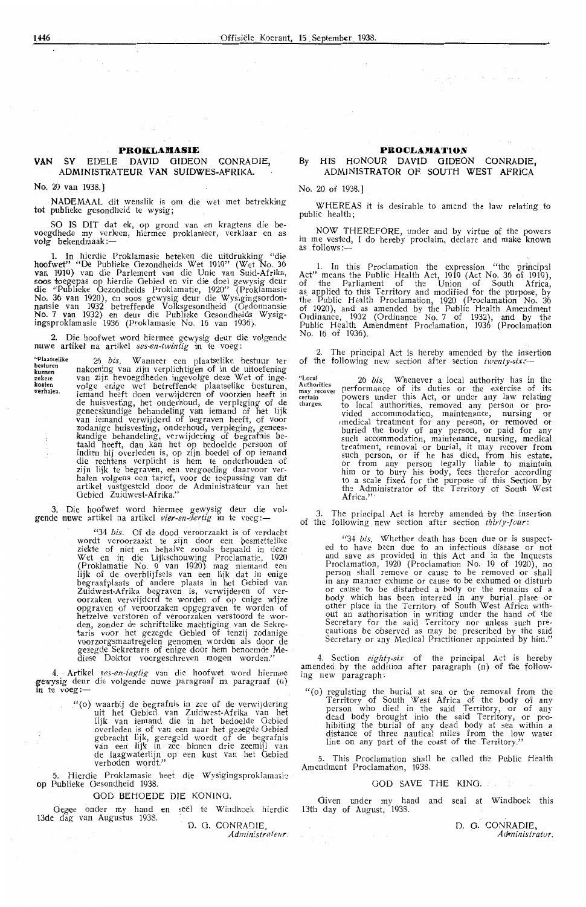## PROKLAMASIE

### VAN SY EDELE DAVID GIDEON CONRADIE, ADMINISTRATEUR VAN SUIDWES-AFRIKA.

No. 20 van 1938.]

NADEMAAL dit wenslik is om die wet met betrekking tot publieke gesondheid te wysig;

SO IS DIT dat ek, op grond van en kragtens die bevoegdhede my verleen, hiermee proklameer, verklaar en as volg bekendmaak:—

1. In hierdie Proklamasie beteken die uitdrukking "die hoofwet" "De Publieke Gezondheids Wet 1919" (Wet No. 36 van 1919) van die Parlement van die Unie van Suid-Afrika, soos toegepas op hierdie Gebied en vir die doel gewysig deur die "Publieke Gezondheids Proklamatie, 1920" (Proklamasie No. 36 van 1920), en soos gewysig deur die Wysigingsordonnansie van 1932 betreffende Volksgesondheid (Ordonnansie No. 7 van 1932) en deur die Publieke Gesondheids Wysigingsproklamasie 1936 (Proklamasie No. 16 van 1936).

2. Die hoofwet word hiermee gewysig deur die volgende nuwe artikel na artikel *ses-en-twintig* in te voeg:

"Plaatselike besturen kunnen zekere kosten verhalen.

26 *bis*. Wanneer een plaatselike bestuur ter nakoming van zijn verplichtigen of in de uitoefening van zijn bevoegdheden ingevolge deze Wet of ingevolge enige wet betreffende plaatselike besturen, iemand heeft doen verwijderen of voorzien heeft in de huisvesting, het onderhoud, de verpleging of de geneeskundige behandeling van iemand of het lijk van iemand verwijderd of begraven heeft, of voor zodanige huisvesting, onderhoud, verpleging, geneeskundige behandeling, verwijdering of begrafnis betaald heeft, dan kan het op bedoelde persoon of indien hij overleden is, op zijn boedel of op iemand die rechtens verplicht is hem te onderhouden of zijn lijk te begraven, een vergoeding daarvoor verhalen volgens een tarief, voor de toepassing van dit artikel vastgesteld door de Administrateur van het Gebied Zuidwest-Afrika."

3. Die hoofwet word hiermee gewysig deur die volgende nuwe artikel na artikel *vier-en-dertig* in te voeg:—

"34 *bis*. Of de dood veroorzaakt is of verdacht wordt veroorzaakt te zijn door een besmettelike ziekte of niet en behalve zoals bepaald in deze Wet en in die Lijkschouwing Proclamatie, 1920 (Proklamatie No. 9 van 1920) mag niemand een lijk of de overblijfsels van een lijk dat in enige begraafplaats of andere plaats in het Gebied van Zuidwest-Afrika begraven is, verwijderen of veroorzaken verwijderd te worden of op enige wijze opgraven of veroorzaken opgegraven te worden of hetzelve verstoren of veroorzaken verstoord te worden, zonder de schriftelike machtiging van de Sekretaris voor het gezegde Gebied of tenzij zodanige voorzorgsmaatregelen genomen worden als door de gezegde Sekretaris of enige door hem benoemde Mediese Doktor voorgeschreven mogen worden."

4. Artikel *ses-en-tagtig* van die hoofwet word hiermee gewysig deur die volgende nuwe paragraaf na paragraaf (n) in te voeg:—

"(o) waarbij de begrafnis in zee of de verwijdering uit het Gebied van Zuidwest-Afrika van het lijk van iemand die in het bedoelde Gebied overleden is of van een naar het gezegde Gebied gebracht lijk, geregeld wordt of de begrafnis van een lijk in zee binnen drie zeemijl van de laagwaterlijn op een kust van het Gebied verboden wordt."

5. Hierdie Proklamasie heet die Wysigingsproklamasie op Publieke Gesondheid 1938.

GOD BEHOEDE DIE KONING.

Gegee onder my hand en seël te Windhoek hierdie 13de dag van Augustus 1938.

D. G. CONRADIE,
*Administrateur.*

## PROCLAMATION

### By HIS HONOUR DAVID GIDEON CONRADIE, ADMINISTRATOR OF SOUTH WEST AFRICA

No. 20 of 1938.]

WHEREAS it is desirable to amend the law relating to public health;

NOW THEREFORE, under and by virtue of the powers in me vested, I do hereby proclaim, declare and make known as follows:—

1. In this Proclamation the expression "the principal Act" means the Public Health Act, 1919 (Act No. 36 of 1919), of the Parliament of the Union of South Africa, as applied to this Territory and modified for the purpose, by the Public Health Proclamation, 1920 (Proclamation No. 36 of 1920), and as amended by the Public Health Amendment Ordinance, 1932 (Ordinance No. 7 of 1932), and by the Public Health Amendment Proclamation, 1936 (Proclamation No. 16 of 1936).

2. The principal Act is hereby amended by the insertion of the following new section after section *twenty-six*:—

"Local Authorities may recover certain charges.

26 *bis*. Whenever a local authority has in the performance of its duties or the exercise of its powers under this Act, or under any law relating to local authorities, removed any person or provided accommodation, maintenance, nursing or medical treatment for any person, or removed or buried the body of any person, or paid for any such accommodation, maintenance, nursing, medical treatment, removal or burial, it may recover from such person, or if he has died, from his estate, or from any person legally liable to maintain him or to bury his body, fees therefor according to a scale fixed for the purpose of this Section by the Administrator of the Territory of South West Africa."

3. The principal Act is hereby amended by the insertion of the following new section after section *thirty-four*:

"34 *bis*. Whether death has been due or is suspected to have been due to an infectious disease or not and save as provided in this Act and in the Inquests Proclamation, 1920 (Proclamation No. 19 of 1920), no person shall remove or cause to be removed or shall in any manner exhume or cause to be exhumed or disturb or cause to be disturbed a body or the remains of a body which has been interred in any burial place or other place in the Territory of South West Africa without an authorisation in writing under the hand of the Secretary for the said Territory nor unless such precautions be observed as may be prescribed by the said Secretary or any Medical Practitioner appointed by him."

4. Section *eighty-six* of the principal Act is hereby amended by the addition after paragraph (n) of the following new paragraph:

"(o) regulating the burial at sea or the removal from the Territory of South West Africa of the body of any person who died in the said Territory, or of any dead body brought into the said Territory, or prohibiting the burial of any dead body at sea within a distance of three nautical miles from the low water line on any part of the coast of the Territory."

5. This Proclamation shall be called the Public Health Amendment Proclamation, 1938.

GOD SAVE THE KING.

Given under my hand and seal at Windhoek this 13th day of August, 1938.

D. G. CONRADIE,
*Administrator.*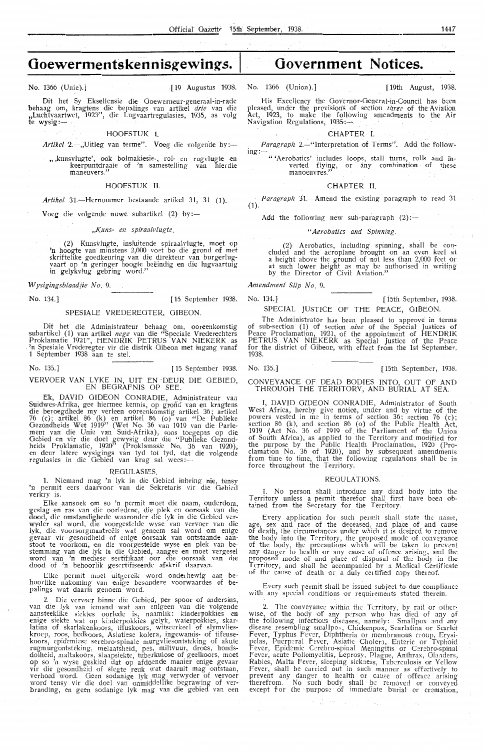# Goewermentskennisgewings.

No. 1366 (Unie).] [19 Augustus 1938.

Dit het Sy Eksellensie die Goewerneur-generaal-in-rade behaag om, kragtens die bepalings van artikel *drie* van die „Luchtvaartwet, 1923", die Lugvaartregulasies, 1935, as volg te wysig:—

HOOFSTUK I.

*Artikel* 2.—„Uitleg van terme". Voeg die volgende by:—

„,kunsvlugte', ook bolmakiesie-, rol- en rugvlugte en keerpuntdraaie of 'n samestelling van hierdie maneuvers."

HOOFSTUK II.

*Artikel* 31.—Hernommer bestaande artikel 31, 31 (1).

Voeg die volgende nuwe subartikel (2) by:—

*„Kuns- en spiraalvlugte.*

(2) Kunsvlugte, insluitende spiraalvlugte, moet op 'n hoogte van minstens 2,000 voet bo die grond of met skriftelike goedkeuring van die direkteur van burgerlugvaart op 'n geringer hoogte beëindig en die lugvaartuig in gelykvlug gebring word."

*Wysigingsblaadjie No.* 9.

No. 134.] [15 September 1938.

SPESIALE VREDEREGTER, GIBEON.

Dit het die Administrateur behaag om, ooreenkomstig subartikel (1) van artikel *nege* van die "Speciale Vrederechters Proklamatie 1921", HENDRIK PETRUS VAN NIEKERK as 'n Spesiale Vrederegter vir die distrik Gibeon met ingang vanaf 1 September 1938 aan te stel.

No. 135.] [15 September 1938.

VERVOER VAN LYKE IN, UIT EN DEUR DIE GEBIED, EN BEGRAFNIS OP SEE.

Ek, DAVID GIDEON CONRADIE, Administrateur van Suidwes-Afrika, gee hiermee kennis, op grond van en kragtens die bevoegdhede my verleen ooreenkomstig artikel 36; artikel 76 (c); artikel 86 (k) en artikel 86 (o) van "De Publieke Gezondheids Wet 1919" (Wet No. 36 van 1919 van die Parlement van die Unie van Suid-Afrika), soos toegepas op die Gebied en vir die doel gewysig deur die "Publieke Gezondheids Proklamatie, 1920" (Proklamasie No. 36 van 1920), en deur latere wysigings van tyd tot tyd, dat die volgende regulasies in die Gebied van krag sal wees:—

REGULASIES.

1. Niemand mag 'n lyk in die Gebied inbring nie, tensy 'n permit eers daarvoor van die Sekretaris vir die Gebied verkry is.

Elke aansoek om so 'n permit moet die naam, ouderdom, geslag en ras van die oorledene, die plek en oorsaak van die dood, die omstandighede waaronder die lyk in die Gebied verwyder sal word, die voorgestelde wyse van vervoer van die lyk, die voorsorgmaatreëls wat geneem sal word om enige gevaar vir gesondheid of enige oorsaak van ontstaande aanstoot te voorkom, en die voorgestelde wyse en plek van bestemming van die lyk in die Gebied, aangee en moet vergesel word van 'n mediese sertifikaat oor die oorsaak van die dood of 'n behoorlik gesertifiseerde afskrif daarvan.

Elke permit moet uitgereik word onderhewig aan behoorlike nakoming van enige besondere voorwaardes of bepalings wat daarin genoem word.

2. Die vervoer binne die Gebied, per spoor of andersins, van die lyk van iemand wat aan enigeen van die volgende aansteeklike siektes oorlede is, naamlik: kinderpokkies en enige siekte wat op kinderpokkies gelyk, waterpokkies, skarlatina of skarlakenkoors, tifuskoors, witseerkeel of slymvlieskroep, roos, bedkoors, Asiatiese kolera, ingewands- of tifeuse-koors, epidemiese serebro-spinale murgvliesontsteking of akute rugmurgontsteking, melaatsheid, pes, miltvuur, droes, hondsdolheid, maltakoors, slaapsiekte, tuberkulose of geelkoors, moet op so 'n wyse geskied dat op afdoende manier enige gevaar vir die gesondheid of slegte reuk wat daaruit mag ontstaan, verhoed word. Geen sodanige lyk mag verwyder of vervoer word tensy vir die doel van onmiddellike begrawing of verbranding, en geen sodanige lyk mag van die gebied van een

# Government Notices.

No. 1366 (Union).] [19th August, 1938.

His Excellency the Governor-General-in-Council has been pleased, under the provisions of section *three* of the Aviation Act, 1923, to make the following amendments to the Air Navigation Regulations, 1935:—

CHAPTER I.

*Paragraph* 2.—"Interpretation of Terms". Add the following:—

"'Aerobatics' includes loops, stall turns, rolls and inverted flying, or any combination of these manoeuvres."

CHAPTER II.

*Paragraph* 31.—Amend the existing paragraph to read 31 (1).

Add the following new sub-paragraph (2):—

*"Aerobatics and Spinning.*

(2) Aerobatics, including spinning, shall be concluded and the aeroplane brought on an even keel at a height above the ground of not less than 2,000 feet or at such lower height as may be authorised in writing by the Director of Civil Aviation."

*Amendment Slip No.* 9.

No. 134.] [15th September, 1938.

SPECIAL JUSTICE OF THE PEACE, GIBEON.

The Administrator has been pleased to approve in terms of sub-section (1) of section *nine* of the Special Justices of Peace Proclamation, 1921, of the appointment of HENDRIK PETRUS VAN NIEKERK as Special Justice of the Peace for the district of Gibeon, with effect from the 1st September, 1938.

No. 135.] [15th September, 1938.

CONVEYANCE OF DEAD BODIES INTO, OUT OF AND THROUGH THE TERRITORY, AND BURIAL AT SEA.

I, DAVID GIDEON CONRADIE, Administrator of South West Africa, hereby give notice, under and by virtue of the powers vested in me in terms of section 36; section 76 (c); section 86 (k), and section 86 (o) of the Public Health Act, 1919 (Act No. 36 of 1919 of the Parliament of the Union of South Africa), as applied to the Territory and modified for the purpose by the Public Health Proclamation, 1920 (Proclamation No. 36 of 1920), and by subsequent amendments from time to time, that the following regulations shall be in force throughout the Territory.

REGULATIONS.

1. No person shall introduce any dead body into the Territory unless a permit therefor shall first have been obtained from the Secretary for the Territory.

Every application for such permit shall state the name, age, sex and race of the deceased, and place of and cause of death, the circumstances under which it is desired to remove the body into the Territory, the proposed mode of conveyance of the body, the precautions which will be taken to prevent any danger to health or any cause of offence arising, and the proposed mode of and place of disposal of the body in the Territory, and shall be accompanied by a Medical Certificate of the cause of death or a duly certified copy thereof.

Every such permit shall be issued subject to due compliance with any special conditions or requirements stated therein.

2. The conveyance within the Territory, by rail or otherwise, of the body of any person who has died of any of the following infectious diseases, namely: Smallpox and any disease resembling smallpox, Chickenpox, Scarlatina or Scarlet Fever, Typhus Fever, Diphtheria or membranous croup, Erysipelas, Puerperal Fever, Asiatic Cholera, Enteric or Typhoid Fever, Epidemic Cerebro-spinal Meningitis or Cerebro-spinal Fever, acute Poliomyelitis, Leprosy, Plague, Anthrax, Glanders, Rabies, Malta Fever, sleeping sickness, Tuberculosis or Yellow Fever, shall be carried out in such manner as effectively to prevent any danger to health or cause of offence arising therefrom. No such body shall be removed or conveyed except for the purpose of immediate burial or cremation,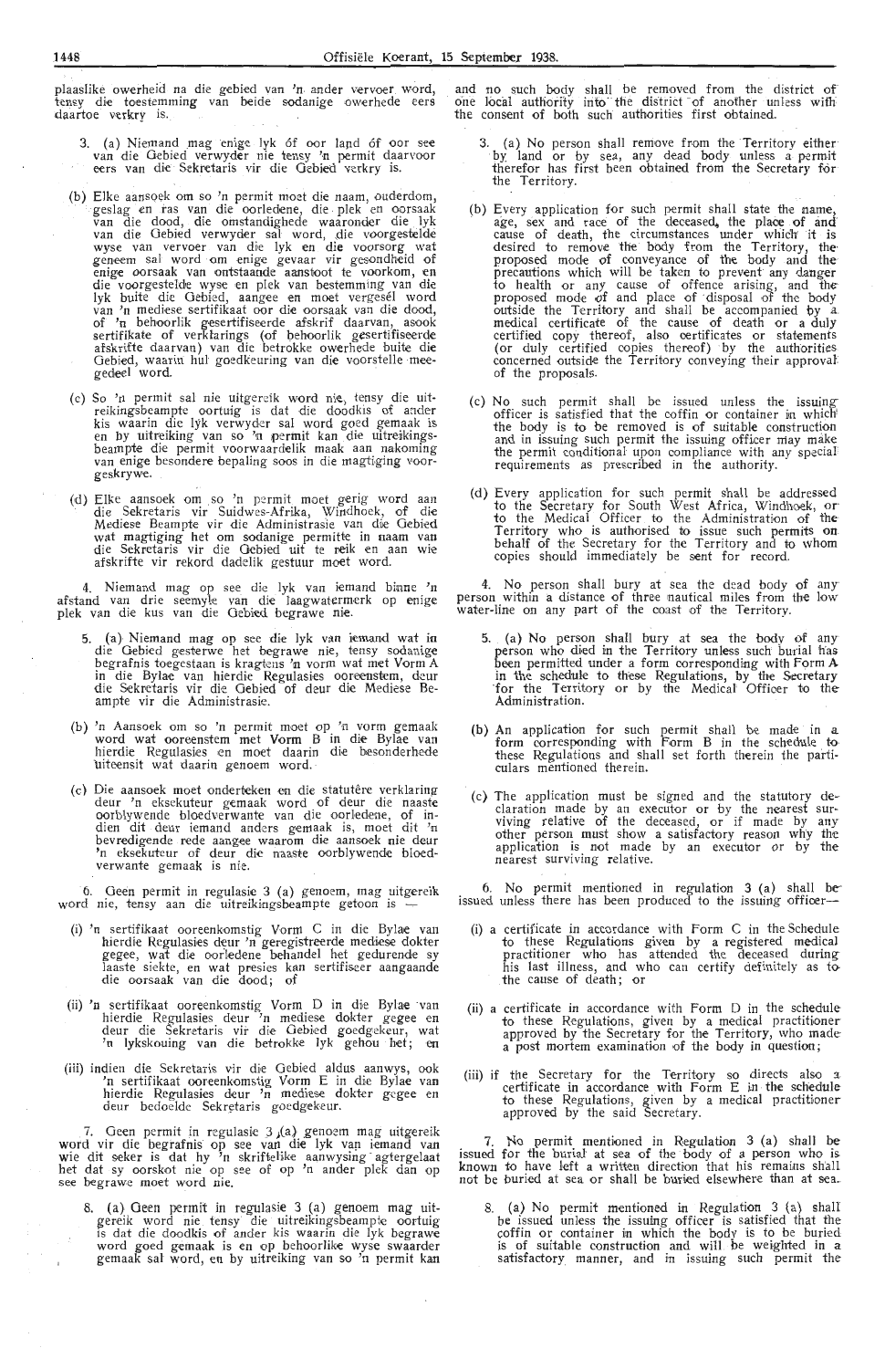plaaslike owerheid na die gebied van 'n ander vervoer word, tensy die toestemming van beide sodanige owerhede eers daartoe verkry is.

3. (a) Niemand mag enige lyk óf oor land óf oor see van die Gebied verwyder nie tensy 'n permit daarvoor eers van die Sekretaris vir die Gebied verkry is.

(b) Elke aansoek om so 'n permit moet die naam, ouderdom, geslag en ras van die oorledene, die plek en oorsaak van die dood, die omstandighede waaronder die lyk van die Gebied verwyder sal word, die voorgestelde wyse van vervoer van die lyk en die voorsorg wat geneem sal word om enige gevaar vir gesondheid of enige oorsaak van ontstaande aanstoot te voorkom, en die voorgestelde wyse en plek van bestemming van die lyk buite die Gebied, aangee en moet vergesel word van 'n mediese sertifikaat oor die oorsaak van die dood, of 'n behoorlik gesertifiseerde afskrif daarvan, asook sertifikate of verklarings (of behoorlik gesertifiseerde afskrifte daarvan) van die betrokke owerhede buite die Gebied, waarin hul goedkeuring van die voorstelle meegedeel word.

(c) So 'n permit sal nie uitgereik word nie, tensy die uitreikingsbeampte oortuig is dat die doodkis of ander kis waarin die lyk verwyder sal word goed gemaak is en by uitreiking van so 'n permit kan die uitreikingsbeampte die permit voorwaardelik maak aan nakoming van enige besondere bepaling soos in die magtiging voorgeskrywe.

(d) Elke aansoek om so 'n permit moet gerig word aan die Sekretaris vir Suidwes-Afrika, Windhoek, of die Mediese Beampte vir die Administrasie van die Gebied wat magtiging het om sodanige permitte in naam van die Sekretaris vir die Gebied uit te reik en aan wie afskrifte vir rekord dadelik gestuur moet word.

4. Niemand mag op see die lyk van iemand binne 'n afstand van drie seemyle van die laagwatermerk op enige plek van die kus van die Gebied begrawe nie.

5. (a) Niemand mag op see die lyk van iemand wat in die Gebied gesterwe het begrawe nie, tensy sodanige begrafnis toegestaan is kragtens 'n vorm wat met Vorm A in die Bylae van hierdie Regulasies ooreenstem, deur die Sekretaris vir die Gebied of deur die Mediese Beampte vir die Administrasie.

(b) 'n Aansoek om so 'n permit moet op 'n vorm gemaak word wat ooreenstem met Vorm B in die Bylae van hierdie Regulasies en moet daarin die besonderhede uiteensit wat daarin genoem word.

(c) Die aansoek moet onderteken en die statutêre verklaring deur 'n eksekuteur gemaak word of deur die naaste oorblywende bloedverwante van die oorledene, of indien dit deur iemand anders gemaak is, moet dit 'n bevredigende rede aangee waarom die aansoek nie deur 'n eksekuteur of deur die naaste oorblywende bloedverwante gemaak is nie.

6. Geen permit in regulasie 3 (a) genoem, mag uitgereik word nie, tensy aan die uitreikingsbeampte getoon is —

(i) 'n sertifikaat ooreenkomstig Vorm C in die Bylae van hierdie Regulasies deur 'n geregistreerde mediese dokter gegee, wat die oorledene behandel het gedurende sy laaste siekte, en wat presies kan sertifiseer aangaande die oorsaak van die dood; of

(ii) 'n sertifikaat ooreenkomstig Vorm D in die Bylae van hierdie Regulasies deur 'n mediese dokter gegee en deur die Sekretaris vir die Gebied goedgekeur, wat 'n lykskouing van die betrokke lyk gehou het; en

(iii) indien die Sekretaris vir die Gebied aldus aanwys, ook 'n sertifikaat ooreenkomstig Vorm E in die Bylae van hierdie Regulasies deur 'n mediese dokter gegee en deur bedoelde Sekretaris goedgekeur.

7. Geen permit in regulasie 3 (a) genoem mag uitgereik word vir die begrafnis op see van die lyk van iemand van wie dit seker is dat hy 'n skriftelike aanwysing agtergelaat het dat sy oorskot nie op see of op 'n ander plek dan op see begrawe moet word nie.

8. (a) Geen permit in regulasie 3 (a) genoem mag uitgereik word nie tensy die uitreikingsbeampte oortuig is dat die doodkis of ander kis waarin die lyk begrawe word goed gemaak is en op behoorlike wyse swaarder gemaak sal word, en by uitreiking van so 'n permit kan

and no such body shall be removed from the district of one local authority into the district of another unless with the consent of both such authorities first obtained.

3. (a) No person shall remove from the Territory either by land or by sea, any dead body unless a permit therefor has first been obtained from the Secretary for the Territory.

(b) Every application for such permit shall state the name, age, sex and race of the deceased, the place of and cause of death, the circumstances under which it is desired to remove the body from the Territory, the proposed mode of conveyance of the body and the precautions which will be taken to prevent any danger to health or any cause of offence arising, and the proposed mode of and place of disposal of the body outside the Territory and shall be accompanied by a medical certificate of the cause of death or a duly certified copy thereof, also certificates or statements (or duly certified copies thereof) by the authorities concerned outside the Territory conveying their approval of the proposals.

(c) No such permit shall be issued unless the issuing officer is satisfied that the coffin or container in which the body is to be removed is of suitable construction and in issuing such permit the issuing officer may make the permit conditional upon compliance with any special requirements as prescribed in the authority.

(d) Every application for such permit shall be addressed to the Secretary for South West Africa, Windhoek, or to the Medical Officer to the Administration of the Territory who is authorised to issue such permits on behalf of the Secretary for the Territory and to whom copies should immediately be sent for record.

4. No person shall bury at sea the dead body of any person within a distance of three nautical miles from the low water-line on any part of the coast of the Territory.

5. (a) No person shall bury at sea the body of any person who died in the Territory unless such burial has been permitted under a form corresponding with Form A in the schedule to these Regulations, by the Secretary for the Territory or by the Medical Officer to the Administration.

(b) An application for such permit shall be made in a form corresponding with Form B in the schedule to these Regulations and shall set forth therein the particulars mentioned therein.

(c) The application must be signed and the statutory declaration made by an executor or by the nearest surviving relative of the deceased, or if made by any other person must show a satisfactory reason why the application is not made by an executor or by the nearest surviving relative.

6. No permit mentioned in regulation 3 (a) shall be issued unless there has been produced to the issuing officer—

(i) a certificate in accordance with Form C in the Schedule to these Regulations given by a registered medical practitioner who has attended the deceased during his last illness, and who can certify definitely as to the cause of death; or

(ii) a certificate in accordance with Form D in the schedule to these Regulations, given by a medical practitioner approved by the Secretary for the Territory, who made a post mortem examination of the body in question;

(iii) if the Secretary for the Territory so directs also a certificate in accordance with Form E in the schedule to these Regulations, given by a medical practitioner approved by the said Secretary.

7. No permit mentioned in Regulation 3 (a) shall be issued for the burial at sea of the body of a person who is known to have left a written direction that his remains shall not be buried at sea or shall be buried elsewhere than at sea.

8. (a) No permit mentioned in Regulation 3 (a) shall be issued unless the issuing officer is satisfied that the coffin or container in which the body is to be buried is of suitable construction and will be weighted in a satisfactory manner, and in issuing such permit the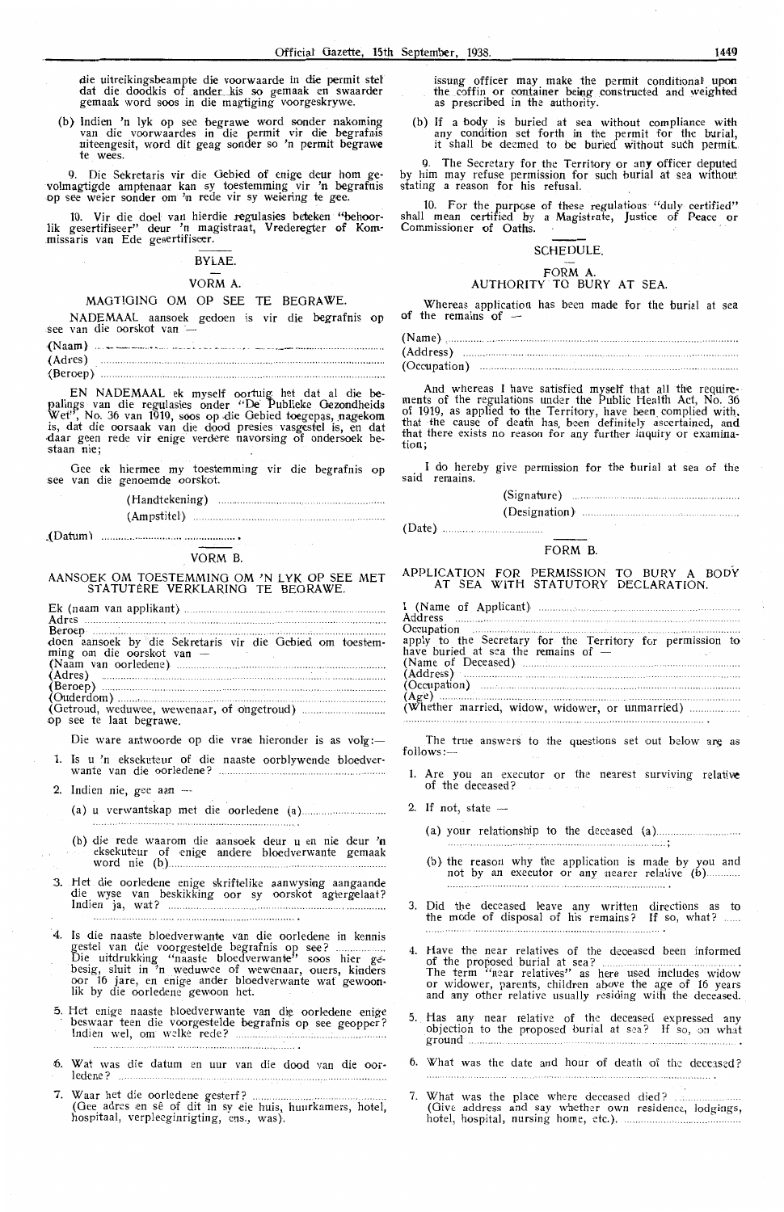die uitreikingsbeampte die voorwaarde in die permit stel dat die doodkis of ander kis so gemaak en swaarder gemaak word soos in die magtiging voorgeskrywe.

(b) Indien 'n lyk op see begrawe word sonder nakoming van die voorwaardes in die permit vir die begrafnis uiteengesit, word dit geag sonder so 'n permit begrawe te wees.

9. Die Sekretaris vir die Gebied of enige deur hom gevolmagtigde amptenaar kan sy toestemming vir 'n begrafnis op see weier sonder om 'n rede vir sy weiering te gee.

10. Vir die doel van hierdie regulasies beteken "behoorlik gesertifiseer" deur 'n magistraat, Vrederegter of Kommissaris van Ede gesertifiseer.

## BYLAE.

### VORM A.

### MAGTIGING OM OP SEE TE BEGRAWE.

NADEMAAL aansoek gedoen is vir die begrafnis op see van die oorskot van —

(Naam) ..............................................................................

(Adres) ..............................................................................

(Beroep) ..............................................................................

EN NADEMAAL ek myself oortuig het dat al die bepalings van die regulasies onder "De Publieke Gezondheids Wet", No. 36 van 1919, soos op die Gebied toegepas, nagekom is, dat die oorsaak van die dood presies vasgestel is, en dat daar geen rede vir enige verdere navorsing of ondersoek bestaan nie;

Gee ek hiermee my toestemming vir die begrafnis op see van die genoemde oorskot.

(Handtekening) ..............................................................

(Ampstitel) ..............................................................

(Datum) ..........................................

### VORM B.

### AANSOEK OM TOESTEMMING OM 'N LYK OP SEE MET STATUTÊRE VERKLARING TE BEGRAWE.

Ek (naam van applikant) ..............................................................
Adres ..............................................................
Beroep ..............................................................
doen aansoek by die Sekretaris vir die Gebied om toestemming om die oorskot van —
(Naam van oorledene) ..............................................................
(Adres) ..............................................................
(Beroep) ..............................................................
(Ouderdom) ..............................................................
(Getroud, weduwee, wewenaar, of ongetroud) ..............................
op see te laat begrawe.

Die ware antwoorde op die vrae hieronder is as volg:—

1. Is u 'n eksekuteur of die naaste oorblywende bloedverwante van die oorledene? ..............................................................

2. Indien nie, gee aan —

   (a) u verwantskap met die oorledene (a) ..............................
   ..............................................................

   (b) die rede waarom die aansoek deur u en nie deur 'n eksekuteur of enige andere bloedverwante gemaak word nie (b) ..............................................................

3. Het die oorledene enige skriftelike aanwysing aangaande die wyse van beskikking oor sy oorskot agtergelaat? Indien ja, wat? ..............................................................
   ..............................................................

4. Is die naaste bloedverwante van die oorledene in kennis gestel van die voorgestelde begrafnis op see? ..............
   Die uitdrukking "naaste bloedverwante" soos hier gebesig, sluit in 'n weduwee of wewenaar, ouers, kinders oor 16 jare, en enige ander bloedverwante wat gewoonlik by die oorledene gewoon het.

5. Het enige naaste bloedverwante van die oorledene enige beswaar teen die voorgestelde begrafnis op see geopper? Indien wel, om welke rede? ..............................................................
   ..............................................................

6. Wat was die datum en uur van die dood van die oorledene? ..............................................................

7. Waar het die oorledene gesterf? ..............................................................
   (Gee adres en sê of dit in sy eie huis, huurkamers, hotel, hospitaal, verpleeginrigting, ens., was).

issung officer may make the permit conditional upon the coffin or container being constructed and weighted as prescribed in the authority.

(b) If a body is buried at sea without compliance with any condition set forth in the permit for the burial, it shall be deemed to be buried without such permit.

9. The Secretary for the Territory or any officer deputed by him may refuse permission for such burial at sea without stating a reason for his refusal.

10. For the purpose of these regulations "duly certified" shall mean certified by a Magistrate, Justice of Peace or Commissioner of Oaths.

## SCHEDULE.

### FORM A.

### AUTHORITY TO BURY AT SEA.

Whereas application has been made for the burial at sea of the remains of —

(Name) ..............................................................................

(Address) ..............................................................................

(Occupation) ..............................................................................

And whereas I have satisfied myself that all the requirements of the regulations under the Public Health Act, No. 36 of 1919, as applied to the Territory, have been complied with, that the cause of death has been definitely ascertained, and that there exists no reason for any further inquiry or examination;

I do hereby give permission for the burial at sea of the said remains.

(Signature) ..............................................................

(Designation) ..............................................................

(Date) ..........................................

### FORM B.

### APPLICATION FOR PERMISSION TO BURY A BODY AT SEA WITH STATUTORY DECLARATION.

I (Name of Applicant) ..............................................................
Address ..............................................................
Occupation ..............................................................
apply to the Secretary for the Territory for permission to have buried at sea the remains of —
(Name of Deceased) ..............................................................
(Address) ..............................................................
(Occupation) ..............................................................
(Age) ..............................................................
(Whether married, widow, widower, or unmarried) ..............................
..............................................................

The true answers to the questions set out below are as follows:—

1. Are you an executor or the nearest surviving relative of the deceased?

2. If not, state —

   (a) your relationship to the deceased (a) ..............................
   ..............................................................;

   (b) the reason why the application is made by you and not by an executor or any nearer relative (b) ..............
   ..............................................................

3. Did the deceased leave any written directions as to the mode of disposal of his remains? If so, what? ......
   ..............................................................

4. Have the near relatives of the deceased been informed of the proposed burial at sea? ..............................
   The term "near relatives" as here used includes widow or widower, parents, children above the age of 16 years and any other relative usually residing with the deceased.

5. Has any near relative of the deceased expressed any objection to the proposed burial at sea? If so, on what ground ..............................................................

6. What was the date and hour of death of the deceased?
   ..............................................................

7. What was the place where deceased died? ..............
   (Give address and say whether own residence, lodgings, hotel, hospital, nursing home, etc.). ..............................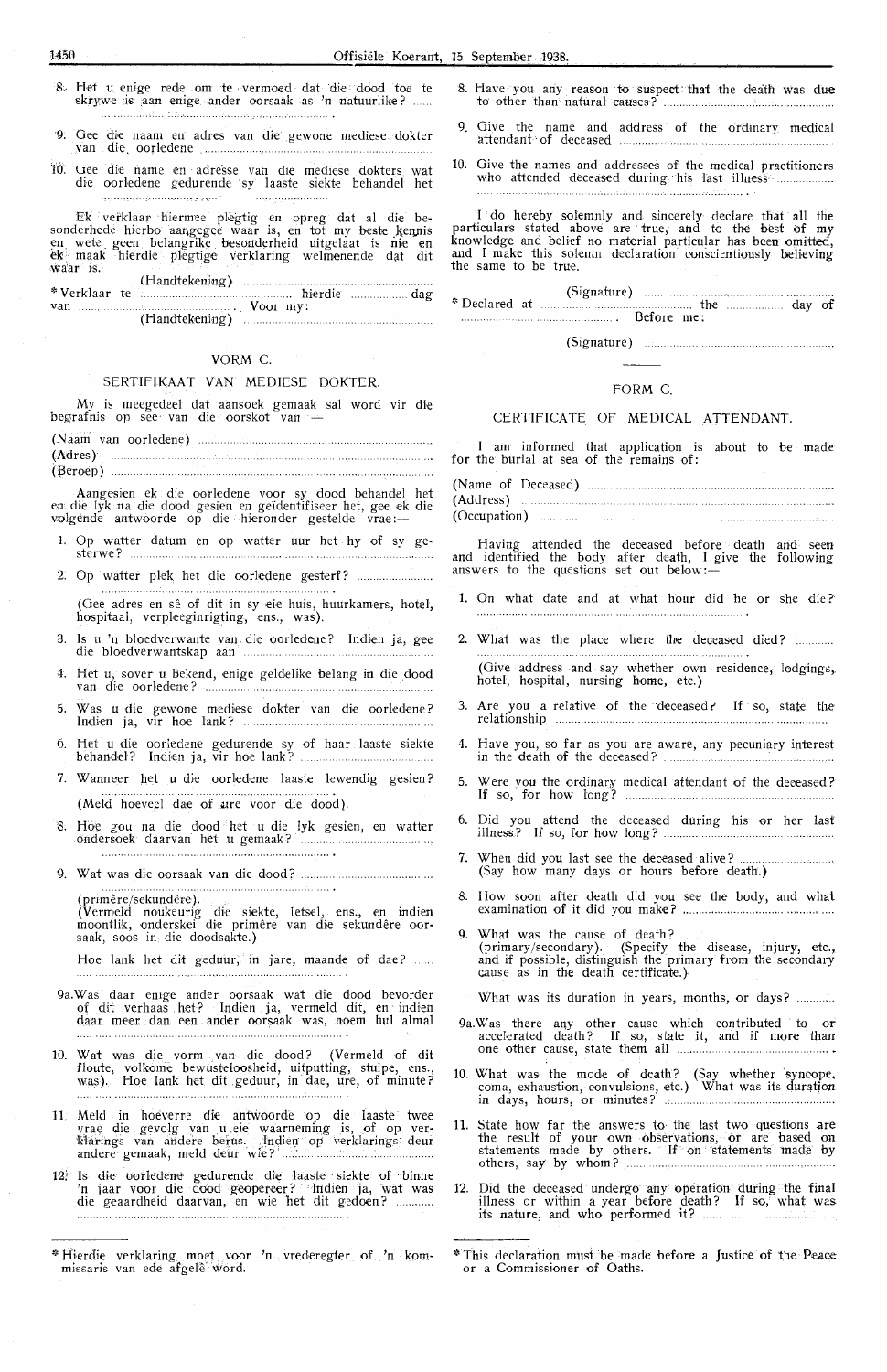8. Het u enige rede om te vermoed dat die dood toe te skrywe is aan enige ander oorsaak as 'n natuurlike? ......

.......................................................................

9. Gee die naam en adres van die gewone mediese dokter van die oorledene .......................................................

10. Gee die name en adresse van die mediese dokters wat die oorledene gedurende sy laaste siekte behandel het .......................................................

Ek verklaar hiermee plegtig en opreg dat al die besonderhede hierbo aangegee waar is, en tot my beste kennis en wete geen belangrike besonderheid uitgelaat is nie en ek maak hierdie plegtige verklaring welmenende dat dit waar is.

(Handtekening) .......................................................

*Verklaar te ............................................ hierdie ................ dag van ............................................ Voor my:

(Handtekening) .......................................................

## VORM C.

### SERTIFIKAAT VAN MEDIESE DOKTER.

My is meegedeel dat aansoek gemaak sal word vir die begrafnis op see van die oorskot van —

(Naam van oorledene) .......................................................

(Adres) .......................................................

(Beroep) .......................................................

Aangesien ek die oorledene voor sy dood behandel het en die lyk na die dood gesien en geïdentifiseer het, gee ek die volgende antwoorde op die hieronder gestelde vrae:—

1. Op watter datum en op watter uur het hy of sy gesterwe? .......................................................

2. Op watter plek het die oorledene gesterf? .......................

   (Gee adres en sê of dit in sy eie huis, huurkamers, hotel, hospitaal, verpleeginrigting, ens., was).

3. Is u 'n bloedverwante van die oorledene? Indien ja, gee die bloedverwantskap aan .......................................................

4. Het u, sover u bekend, enige geldelike belang in die dood van die oorledene? .......................................................

5. Was u die gewone mediese dokter van die oorledene? Indien ja, vir hoe lank? .......................................................

6. Het u die oorledene gedurende sy of haar laaste siekte behandel? Indien ja, vir hoe lank? .......................................................

7. Wanneer het u die oorledene laaste lewendig gesien? .......................................................

   (Meld hoeveel dae of ure voor die dood).

8. Hoe gou na die dood het u die lyk gesien, en watter ondersoek daarvan het u gemaak? .......................................................

9. Wat was die oorsaak van die dood? .......................................................

   (primêre/sekundêre).
   (Vermeld noukeurig die siekte, letsel, ens., en indien moontlik, onderskei die primêre van die sekundêre oorsaak, soos in die doodsakte.)

   Hoe lank het dit geduur, in jare, maande of dae? ......

9a. Was daar enige ander oorsaak wat die dood bevorder of dit verhaas het? Indien ja, vermeld dit, en indien daar meer dan een ander oorsaak was, noem hul almal .......................................................

10. Wat was die vorm van die dood? (Vermeld of dit floute, volkome bewusteloosheid, uitputting, stuipe, ens., was). Hoe lank het dit geduur, in dae, ure, of minute? .......................................................

11. Meld in hoeverre die antwoorde op die laaste twee vrae die gevolg van u eie waarneming is, of op verklarings van andere berus. Indien op verklarings deur andere gemaak, meld deur wie? .......................................................

12. Is die oorledene gedurende die laaste siekte of binne 'n jaar voor die dood geopereer? Indien ja, wat was die geaardheid daarvan, en wie het dit gedoen? ...........

.......................................................................

* Hierdie verklaring moet voor 'n vrederegter of 'n kommissaris van ede afgelê word.

---

8. Have you any reason to suspect that the death was due to other than natural causes? .......................................................

9. Give the name and address of the ordinary medical attendant of deceased .......................................................

10. Give the names and addresses of the medical practitioners who attended deceased during his last illness .................

I do hereby solemnly and sincerely declare that all the particulars stated above are true, and to the best of my knowledge and belief no material particular has been omitted, and I make this solemn declaration conscientiously believing the same to be true.

(Signature) .......................................................

* Declared at ............................................ the ................ day of ............................................ Before me:

(Signature) .......................................................

## FORM C.

### CERTIFICATE OF MEDICAL ATTENDANT.

I am informed that application is about to be made for the burial at sea of the remains of:

(Name of Deceased) .......................................................

(Address) .......................................................

(Occupation) .......................................................

Having attended the deceased before death and seen and identified the body after death, I give the following answers to the questions set out below:—

1. On what date and at what hour did he or she die? .......................................................

2. What was the place where the deceased died? ...........

   (Give address and say whether own residence, lodgings, hotel, hospital, nursing home, etc.)

3. Are you a relative of the deceased? If so, state the relationship .......................................................

4. Have you, so far as you are aware, any pecuniary interest in the death of the deceased? .......................................................

5. Were you the ordinary medical attendant of the deceased? If so, for how long? .......................................................

6. Did you attend the deceased during his or her last illness? If so, for how long? .......................................................

7. When did you last see the deceased alive? .......................
   (Say how many days or hours before death.)

8. How soon after death did you see the body, and what examination of it did you make? .......................................................

9. What was the cause of death? .......................................................
   (primary/secondary). (Specify the disease, injury, etc., and if possible, distinguish the primary from the secondary cause as in the death certificate.)

   What was its duration in years, months, or days? ...........

9a. Was there any other cause which contributed to or accelerated death? If so, state it, and if more than one other cause, state them all .......................................................

10. What was the mode of death? (Say whether syncope, coma, exhaustion, convulsions, etc.) What was its duration in days, hours, or minutes? .......................................................

11. State how far the answers to the last two questions are the result of your own observations, or are based on statements made by others. If on statements made by others, say by whom? .......................................................

12. Did the deceased undergo any operation during the final illness or within a year before death? If so, what was its nature, and who performed it? .......................................................

* This declaration must be made before a Justice of the Peace or a Commissioner of Oaths.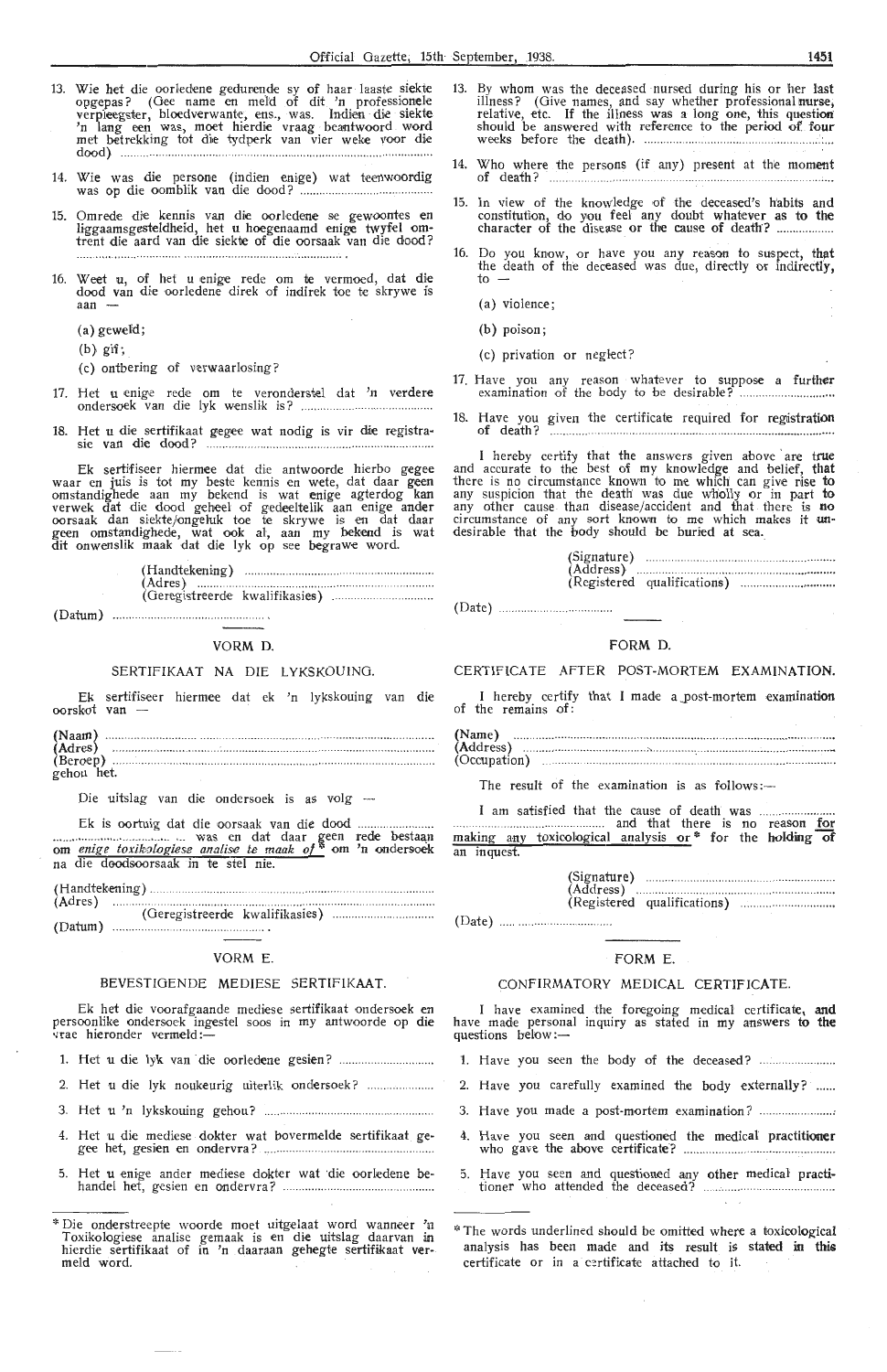13. Wie het die oorledene gedurende sy of haar laaste siekte opgepas? (Gee name en meld of dit 'n professionele verpleegster, bloedverwante, ens., was. Indien die siekte 'n lang een was, moet hierdie vraag beantwoord word met betrekking tot die tydperk van vier weke voor die dood) ..........................................................................

14. Wie was die persone (indien enige) wat teenwoordig was op die oomblik van die dood? ..........................................

15. Omrede die kennis van die oorledene se gewoontes en liggaamsgesteldheid, het u hoegenaamd enige twyfel omtrent die aard van die siekte of die oorsaak van die dood? ..........................................................................

16. Weet u, of het u enige rede om te vermoed, dat die dood van die oorledene direk of indirek toe te skrywe is aan —

    (a) geweld;

    (b) gif;

    (c) ontbering of verwaarlosing?

17. Het u enige rede om te veronderstel dat 'n verdere ondersoek van die lyk wenslik is? ..........................................

18. Het u die sertifikaat gegee wat nodig is vir die registrasie van die dood? ..........................................

Ek sertifiseer hiermee dat die antwoorde hierbo gegee waar en juis is tot my beste kennis en wete, dat daar geen omstandighede aan my bekend is wat enige agterdog kan verwek dat die dood geheel of gedeeltelik aan enige ander oorsaak dan siekte/ongeluk toe te skrywe is en dat daar geen omstandighede, wat ook al, aan my bekend is wat dit onwenslik maak dat die lyk op see begrawe word.

(Handtekening) ..........................................
(Adres) ..........................................
(Geregistreerde kwalifikasies) ..........................................

(Datum) ..........................................

## VORM D.

### SERTIFIKAAT NA DIE LYKSKOUING.

Ek sertifiseer hiermee dat ek 'n lykskouing van die oorskot van —

(Naam) ..........................................
(Adres) ..........................................
(Beroep) ..........................................
gehou het.

Die uitslag van die ondersoek is as volg —

Ek is oortuig dat die oorsaak van die dood .......................... was en dat daar geen rede bestaan om <u>enige toxikologiese analise te maak of</u>* om 'n ondersoek na die doodsoorsaak in te stel nie.

(Handtekening) ..........................................
(Adres) ..........................................
(Geregistreerde kwalifikasies) ..........................................
(Datum) ..........................................

## VORM E.

### BEVESTIGENDE MEDIESE SERTIFIKAAT.

Ek het die voorafgaande mediese sertifikaat ondersoek en persoonlike ondersoek ingestel soos in my antwoorde op die vrae hieronder vermeld:—

1. Het u die lyk van die oorledene gesien? ..........................................

2. Het u die lyk noukeurig uiterlik ondersoek? ..........................................

3. Het u 'n lykskouing gehou? ..........................................

4. Het u die mediese dokter wat bovermelde sertifikaat gegee het, gesien en ondervra? ..........................................

5. Het u enige ander mediese dokter wat die oorledene behandel het, gesien en ondervra? ..........................................

\* Die onderstreepte woorde moet uitgelaat word wanneer 'n Toxikologiese analise gemaak is en die uitslag daarvan in hierdie sertifikaat of in 'n daaraan gehegte sertifikaat vermeld word.

13. By whom was the deceased nursed during his or her last illness? (Give names, and say whether professional nurse, relative, etc. If the illness was a long one, this question should be answered with reference to the period of four weeks before the death). ..........................................

14. Who where the persons (if any) present at the moment of death? ..........................................

15. In view of the knowledge of the deceased's habits and constitution, do you feel any doubt whatever as to the character of the disease or the cause of death? ..........................................

16. Do you know, or have you any reason to suspect, that the death of the deceased was due, directly or indirectly, to —

    (a) violence;

    (b) poison;

    (c) privation or neglect?

17. Have you any reason whatever to suppose a further examination of the body to be desirable? ..........................................

18. Have you given the certificate required for registration of death? ..........................................

I hereby certify that the answers given above are true and accurate to the best of my knowledge and belief, that there is no circumstance known to me which can give rise to any suspicion that the death was due wholly or in part to any other cause than disease/accident and that there is no circumstance of any sort known to me which makes it undesirable that the body should be buried at sea.

(Signature) ..........................................
(Address) ..........................................
(Registered qualifications) ..........................................

(Date) ..........................................

## FORM D.

### CERTIFICATE AFTER POST-MORTEM EXAMINATION.

I hereby certify that I made a post-mortem examination of the remains of:

(Name) ..........................................
(Address) ..........................................
(Occupation) ..........................................

The result of the examination is as follows:—

I am satisfied that the cause of death was .......................... and that there is no reason <u>for making any toxicological analysis or</u>* for the holding of an inquest.

(Signature) ..........................................
(Address) ..........................................
(Registered qualifications) ..........................................

(Date) ..........................................

## FORM E.

### CONFIRMATORY MEDICAL CERTIFICATE.

I have examined the foregoing medical certificate, and have made personal inquiry as stated in my answers to the questions below:—

1. Have you seen the body of the deceased? ..........................................

2. Have you carefully examined the body externally? ..........................................

3. Have you made a post-mortem examination? ..........................................

4. Have you seen and questioned the medical practitioner who gave the above certificate? ..........................................

5. Have you seen and questioned any other medical practitioner who attended the deceased? ..........................................

\* The words underlined should be omitted where a toxicological analysis has been made and its result is stated in this certificate or in a certificate attached to it.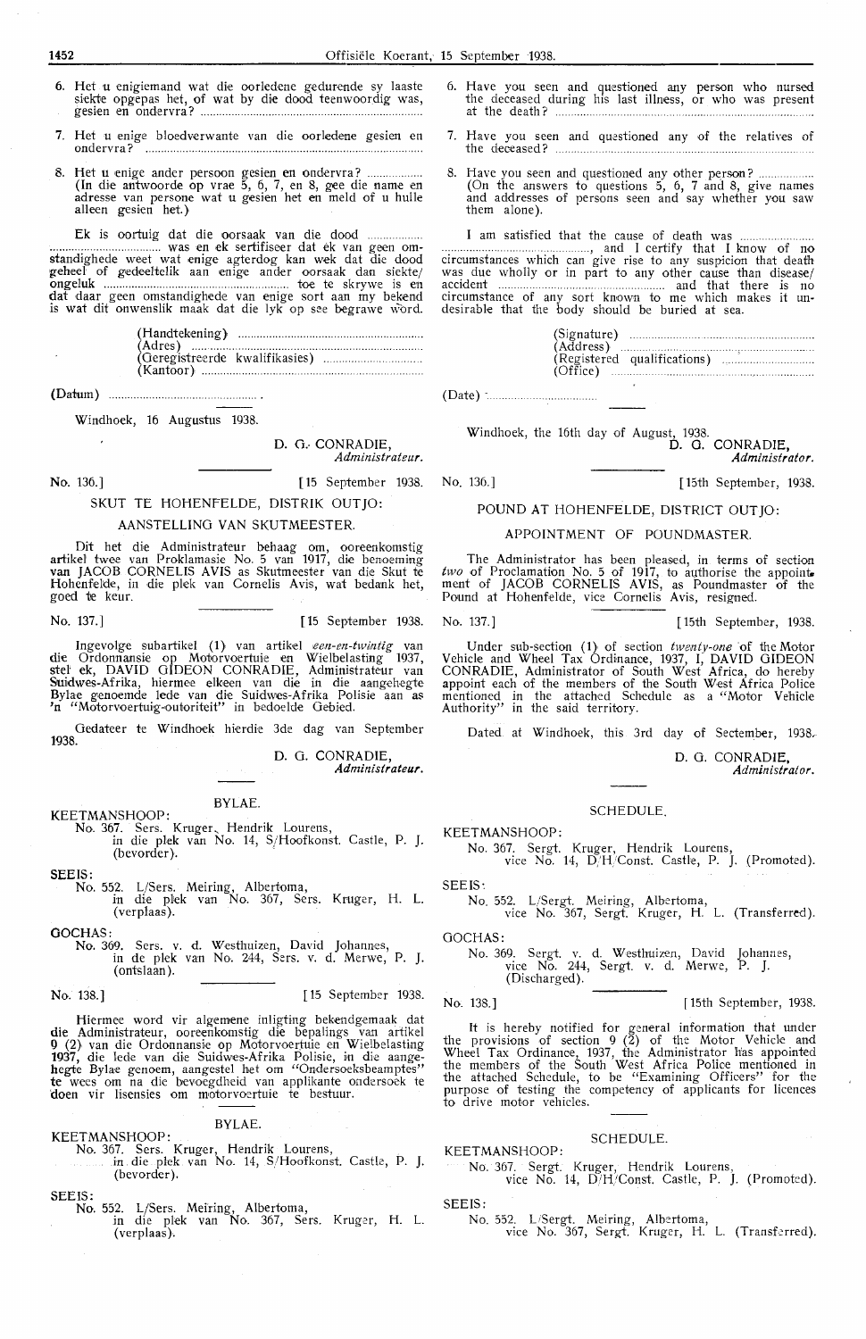6. Het u enigiemand wat die oorledene gedurende sy laaste siekte opgepas het, of wat by die dood teenwoordig was, gesien en ondervra? .......................................................................

7. Het u enige bloedverwante van die oorledene gesien en ondervra? .......................................................................

8. Het u enige ander persoon gesien en ondervra? .................. (In die antwoorde op vrae 5, 6, 7, en 8, gee die name en adresse van persone wat u gesien het en meld of u hulle alleen gesien het.)

Ek is oortuig dat die oorsaak van die dood .................. .................................. was en ek sertifiseer dat ek van geen omstandighede weet wat enige agterdog kan wek dat die dood geheel of gedeeltelik aan enige ander oorsaak dan siekte/ongeluk .......................................................... toe te skrywe is en dat daar geen omstandighede van enige sort aan my bekend is wat dit onwenslik maak dat die lyk op see begrawe word.

(Handtekening) ..........................................................
(Adres) ..........................................................
(Geregistreerde kwalifikasies) ..............................
(Kantoor) ..........................................................

(Datum) ................................................ .

Windhoek, 16 Augustus 1938.

D. G. CONRADIE,
*Administrateur.*

No. 136.] [15 September 1938.

SKUT TE HOHENFELDE, DISTRIK OUTJO:

AANSTELLING VAN SKUTMEESTER.

Dit het die Administrateur behaag om, ooreenkomstig artikel twee van Proklamasie No. 5 van 1917, die benoeming van JACOB CORNELIS AVIS as Skutmeester van die Skut te Hohenfelde, in die plek van Cornelis Avis, wat bedank het, goed te keur.

No. 137.] [15 September 1938.

Ingevolge subartikel (1) van artikel *een-en-twintig* van die Ordonnansie op Motorvoertuie en Wielbelasting 1937, stel ek, DAVID GIDEON CONRADIE, Administrateur van Suidwes-Afrika, hiermee elkeen van die in die aangehegte Bylae genoemde lede van die Suidwes-Afrika Polisie aan as 'n "Motorvoertuig-outoriteit" in bedoelde Gebied.

Gedateer te Windhoek hierdie 3de dag van September 1938.

D. G. CONRADIE,
*Administrateur.*

BYLAE.

KEETMANSHOOP:
No. 367. Sers. Kruger, Hendrik Lourens, in die plek van No. 14, S/Hoofkonst. Castle, P. J. (bevorder).

SEEIS:
No. 552. L/Sers. Meiring, Albertoma, in die plek van No. 367, Sers. Kruger, H. L. (verplaas).

GOCHAS:
No. 369. Sers. v. d. Westhuizen, David Johannes, in de plek van No. 244, Sers. v. d. Merwe, P. J. (ontslaan).

No. 138.] [15 September 1938.

Hiermee word vir algemene inligting bekendgemaak dat die Administrateur, ooreenkomstig die bepalings van artikel 9 (2) van die Ordonnansie op Motorvoertuie en Wielbelasting 1937, die lede van die Suidwes-Afrika Polisie, in die aangehegte Bylae genoem, aangestel het om "Ondersoeksbeamptes" te wees om na die bevoegdheid van applikante ondersoek te doen vir lisensies om motorvoertuie te bestuur.

BYLAE.

KEETMANSHOOP:
No. 367. Sers. Kruger, Hendrik Lourens, in die plek van No. 14, S/Hoofkonst. Castle, P. J. (bevorder).

SEEIS:
No. 552. L/Sers. Meiring, Albertoma, in die plek van No. 367, Sers. Kruger, H. L. (verplaas).

6. Have you seen and questioned any person who nursed the deceased during his last illness, or who was present at the death? .......................................................................

7. Have you seen and questioned any of the relatives of the deceased? .......................................................................

8. Have you seen and questioned any other person? .................. (On the answers to questions 5, 6, 7 and 8, give names and addresses of persons seen and say whether you saw them alone).

I am satisfied that the cause of death was ........................ ..........................................., and I certify that I know of no circumstances which can give rise to any suspicion that death was due wholly or in part to any other cause than disease/accident ................................................ and that there is no circumstance of any sort known to me which makes it undesirable that the body should be buried at sea.

(Signature) ..........................................................
(Address) ..........................................................
(Registered qualifications) ..............................
(Office) ..........................................................

(Date) ....................................

Windhoek, the 16th day of August, 1938.

D. G. CONRADIE,
*Administrator.*

No. 136.] [15th September, 1938.

POUND AT HOHENFELDE, DISTRICT OUTJO:

APPOINTMENT OF POUNDMASTER.

The Administrator has been pleased, in terms of section *two* of Proclamation No. 5 of 1917, to authorise the appointment of JACOB CORNELIS AVIS, as Poundmaster of the Pound at Hohenfelde, vice Cornelis Avis, resigned.

No. 137.] [15th September, 1938.

Under sub-section (1) of section *twenty-one* of the Motor Vehicle and Wheel Tax Ordinance, 1937, I, DAVID GIDEON CONRADIE, Administrator of South West Africa, do hereby appoint each of the members of the South West Africa Police mentioned in the attached Schedule as a "Motor Vehicle Authority" in the said territory.

Dated at Windhoek, this 3rd day of September, 1938.

D. G. CONRADIE,
*Administrator.*

SCHEDULE.

KEETMANSHOOP:
No. 367. Sergt. Kruger, Hendrik Lourens, vice No. 14, D/H/Const. Castle, P. J. (Promoted).

SEEIS:
No. 552. L/Sergt. Meiring, Albertoma, vice No. 367, Sergt. Kruger, H. L. (Transferred).

GOCHAS:
No. 369. Sergt. v. d. Westhuizen, David Johannes, vice No. 244, Sergt. v. d. Merwe, P. J. (Discharged).

No. 138.] [15th September, 1938.

It is hereby notified for general information that under the provisions of section 9 (2) of the Motor Vehicle and Wheel Tax Ordinance, 1937, the Administrator has appointed the members of the South West Africa Police mentioned in the attached Schedule, to be "Examining Officers" for the purpose of testing the competency of applicants for licences to drive motor vehicles.

SCHEDULE.

KEETMANSHOOP:
No. 367. Sergt. Kruger, Hendrik Lourens, vice No. 14, D/H/Const. Castle, P. J. (Promoted).

SEEIS:
No. 552. L/Sergt. Meiring, Albertoma, vice No. 367, Sergt. Kruger, H. L. (Transferred).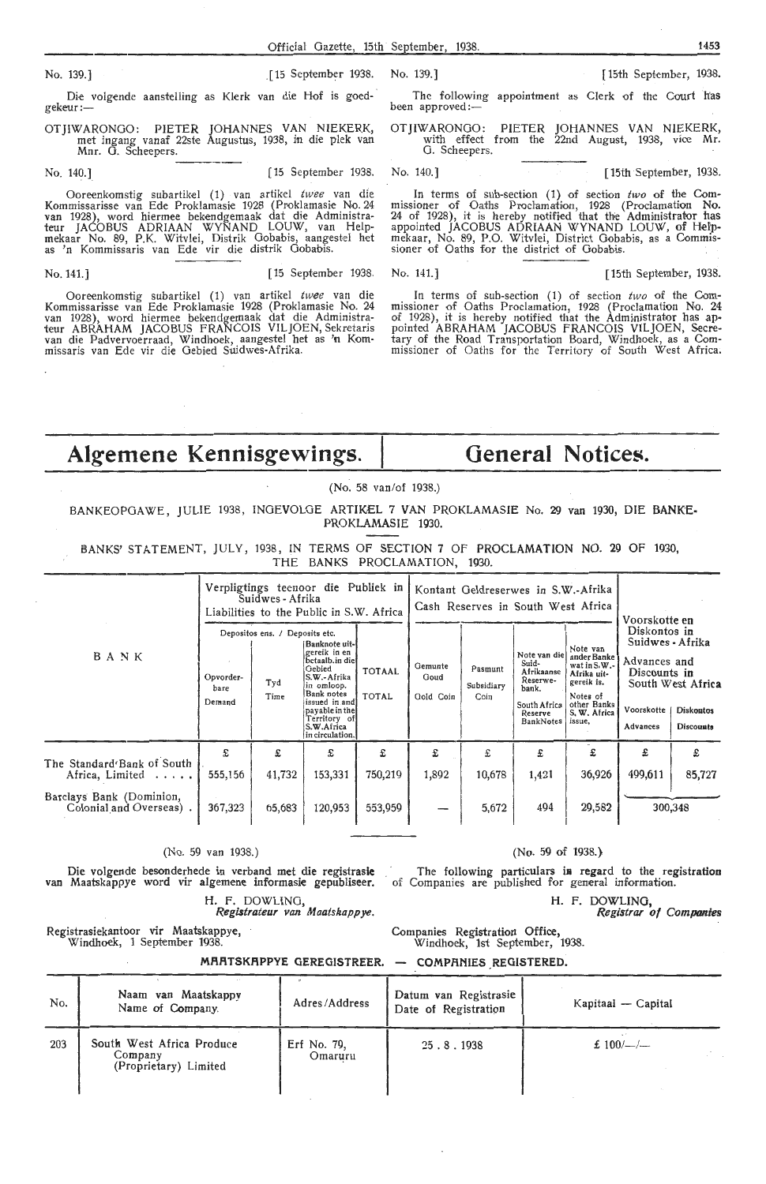No. 139.] [15 September 1938.

Die volgende aanstelling as Klerk van die Hof is goedgekeur:—

OTJIWARONGO: PIETER JOHANNES VAN NIEKERK, met ingang vanaf 22ste Augustus, 1938, in die plek van Mnr. G. Scheepers.

No. 140.] [15 September 1938.

Ooreenkomstig subartikel (1) van artikel *twee* van die Kommissarisse van Ede Proklamasie 1928 (Proklamasie No. 24 van 1928), word hiermee bekendgemaak dat die Administrateur JACOBUS ADRIAAN WYNAND LOUW, van Helpmekaar No. 89, P.K. Witvlei, Distrik Gobabis, aangestel het as 'n Kommissaris van Ede vir die distrik Gobabis.

No. 141.] [15 September 1938.

Ooreenkomstig subartikel (1) van artikel *twee* van die Kommissarisse van Ede Proklamasie 1928 (Proklamasie No. 24 van 1928), word hiermee bekendgemaak dat die Administrateur ABRAHAM JACOBUS FRANCOIS VILJOEN, Sekretaris van die Padvervoerraad, Windhoek, aangestel het as 'n Kommissaris van Ede vir die Gebied Suidwes-Afrika.

No. 139.] [15th September, 1938.

The following appointment as Clerk of the Court has been approved:—

OTJIWARONGO: PIETER JOHANNES VAN NIEKERK, with effect from the 22nd August, 1938, vice Mr. G. Scheepers.

No. 140.] [15th September, 1938.

In terms of sub-section (1) of section *two* of the Commissioner of Oaths Proclamation, 1928 (Proclamation No. 24 of 1928), it is hereby notified that the Administrator has appointed JACOBUS ADRIAAN WYNAND LOUW, of Helpmekaar, No. 89, P.O. Witvlei, District Gobabis, as a Commissioner of Oaths for the district of Gobabis.

No. 141.] [15th September, 1938.

In terms of sub-section (1) of section *two* of the Commissioner of Oaths Proclamation, 1928 (Proclamation No. 24 of 1928), it is hereby notified that the Administrator has appointed ABRAHAM JACOBUS FRANCOIS VILJOEN, Secretary of the Road Transportation Board, Windhoek, as a Commissioner of Oaths for the Territory of South West Africa.

# Algemene Kennisgewings. | General Notices.

(No. 58 van/of 1938.)

BANKEOPGAWE, JULIE 1938, INGEVOLGE ARTIKEL 7 VAN PROKLAMASIE No. 29 van 1930, DIE BANKE-PROKLAMASIE 1930.

BANKS' STATEMENT, JULY, 1938, IN TERMS OF SECTION 7 OF PROCLAMATION NO. 29 OF 1930, THE BANKS PROCLAMATION, 1930.

| BANK | Verpligtings teenoor die Publiek in Suidwes-Afrika / Liabilities to the Public in S.W. Africa | | | | Kontant Geldreserwes in S.W.-Afrika / Cash Reserves in South West Africa | | | | Voorskotte en Diskontos in Suidwes-Afrika / Advances and Discounts in South West Africa | |
|---|---|---|---|---|---|---|---|---|---|---|
| | Depositos ens. / Deposits etc. | | | | | | | | | |
| | Opvorderbare / Demand | Tyd / Time | Banknote uitgereik in en betaalb. in die Gebied S.W.-Afrika in omloop. / Bank notes issued in and payable in the Territory of S.W.Africa in circulation. | TOTAAL / TOTAL | Gemunte Goud / Gold Coin | Pasmunt / Subsidiary Coin | Note van die Suid-Afrikaanse Reserwebank. / South Africa Reserve BankNotes | Note van ander Banke wat in S.W.-Afrika uitgereik is. / Notes of other Banks S. W. Africa issue. | Voorskotte / Advances | Diskontos / Discounts |
| | £ | £ | £ | £ | £ | £ | £ | £ | £ | £ |
| The Standard Bank of South Africa, Limited ..... | 555,156 | 41,732 | 153,331 | 750,219 | 1,892 | 10,678 | 1,421 | 36,926 | 499,611 | 85,727 |
| Barclays Bank (Dominion, Colonial and Overseas) . | 367,323 | 65,683 | 120,953 | 553,959 | — | 5,672 | 494 | 29,582 | 300,348 | |

(No. 59 van 1938.)

Die volgende besonderhede in verband met die registrasie van Maatskappye word vir algemene informasie gepubliseer.

H. F. DOWLING,
*Registrateur van Maatskappye.*

Registrasiekantoor vir Maatskappye,
Windhoek, 1 September 1938.

(No. 59 of 1938.)

The following particulars in regard to the registration of Companies are published for general information.

H. F. DOWLING,
*Registrar of Companies*

Companies Registration Office,
Windhoek, 1st September, 1938.

**MAATSKAPPYE GEREGISTREER. — COMPANIES REGISTERED.**

| No. | Naam van Maatskappy / Name of Company. | Adres/Address | Datum van Registrasie / Date of Registration | Kapitaal — Capital |
|---|---|---|---|---|
| 203 | South West Africa Produce Company (Proprietary) Limited | Erf No. 79, Omaruru | 25 . 8 . 1938 | £ 100/—/— |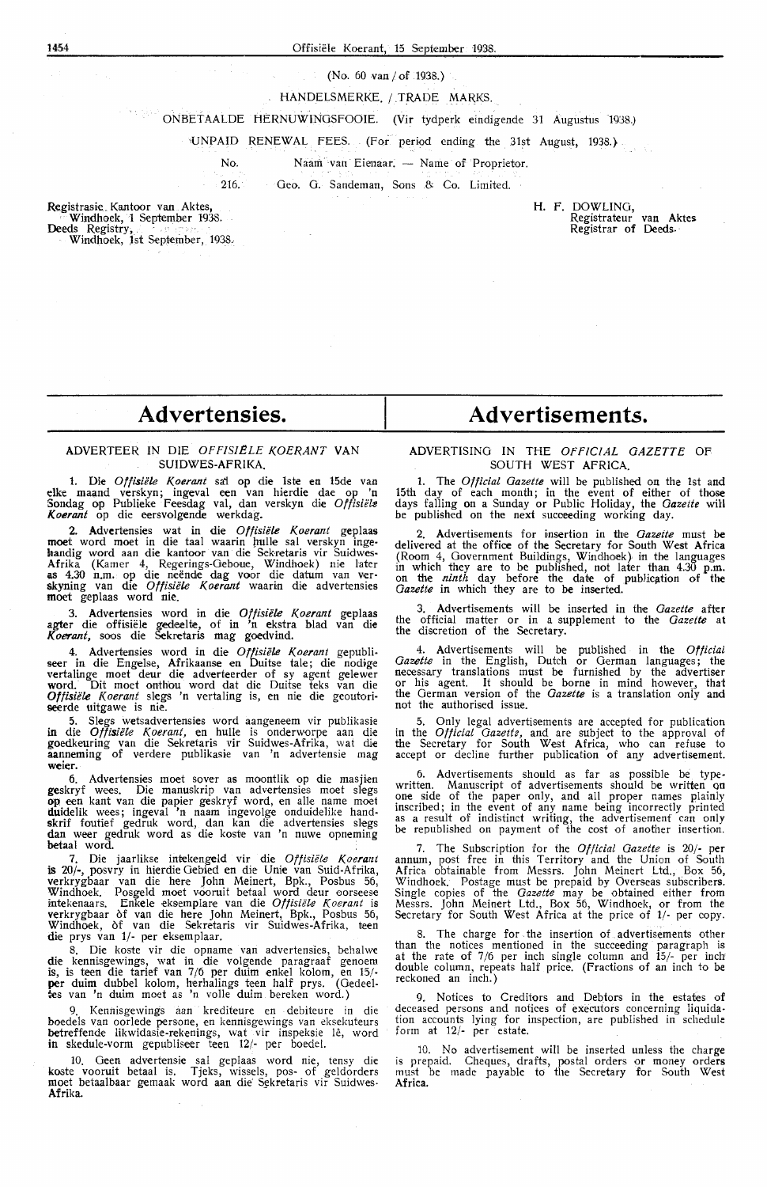(No. 60 van / of 1938.)

HANDELSMERKE. / TRADE MARKS.

ONBETAALDE HERNUWINGSFOOIE. (Vir tydperk eindigende 31 Augustus 1938.)

UNPAID RENEWAL FEES. (For period ending the 31st August, 1938.)

| No. | Naam van Eienaar. — Name of Proprietor. |
|---|---|
| 216. | Geo. G. Sandeman, Sons & Co. Limited. |

Registrasie Kantoor van Aktes,
Windhoek, 1 September 1938.
Deeds Registry,
Windhoek, 1st September, 1938.

H. F. DOWLING,
Registrateur van Aktes
Registrar of Deeds.

# Advertensies.

## ADVERTEER IN DIE *OFFISIËLE KOERANT* VAN SUIDWES-AFRIKA.

1. Die *Offisiële Koerant* sal op die 1ste en 15de van elke maand verskyn; ingeval een van hierdie dae op 'n Sondag op Publieke Feesdag val, dan verskyn die *Offisiële Koerant* op die eersvolgende werkdag.

2. Advertensies wat in die *Offisiële Koerant* geplaas moet word moet in die taal waarin hulle sal verskyn ingehandig word aan die kantoor van die Sekretaris vir Suidwes-Afrika (Kamer 4, Regerings-Geboue, Windhoek) nie later as 4.30 n.m. op die neënde dag voor die datum van verskyning van die *Offisiële Koerant* waarin die advertensies moet geplaas word nie.

3. Advertensies word in die *Offisiële Koerant* geplaas agter die offisiële gedeelte, of in 'n ekstra blad van die *Koerant*, soos die Sekretaris mag goedvind.

4. Advertensies word in die *Offisiële Koerant* gepubliseer in die Engelse, Afrikaanse en Duitse tale; die nodige vertalinge moet deur die adverteerder of sy agent gelewer word. Dit moet onthou word dat die Duitse teks van die *Offisiële Koerant* slegs 'n vertaling is, en nie die geoutoriseerde uitgawe is nie.

5. Slegs wetsadvertensies word aangeneem vir publikasie in die *Offisiële Koerant*, en hulle is onderworpe aan die goedkeuring van die Sekretaris vir Suidwes-Afrika, wat die aanneming of verdere publikasie van 'n advertensie mag weier.

6. Advertensies moet sover as moontlik op die masjien geskryf wees. Die manuskrip van advertensies moet slegs op een kant van die papier geskryf word, en alle name moet duidelik wees; ingeval 'n naam ingevolge onduidelike handskrif foutief gedruk word, dan kan die advertensies slegs dan weer gedruk word as die koste van 'n nuwe opneming betaal word.

7. Die jaarlikse intekengeld vir die *Offisiële Koerant* is 20/-, posvry in hierdie Gebied en die Unie van Suid-Afrika, verkrygbaar van die here John Meinert, Bpk., Posbus 56, Windhoek. Posgeld moet vooruit betaal word deur oorseese intekenaars. Enkele eksemplare van die *Offisiële Koerant* is verkrygbaar òf van die here John Meinert, Bpk., Posbus 56, Windhoek, òf van die Sekretaris vir Suidwes-Afrika, teen die prys van 1/- per eksemplaar.

8. Die koste vir die opname van advertensies, behalwe die kennisgewings, wat in die volgende paragraaf genoem is, is teen die tarief van 7/6 per duim enkel kolom, en 15/- per duim dubbel kolom, herhalings teen half prys. (Gedeeltes van 'n duim moet as 'n volle duim bereken word.)

9. Kennisgewings aan krediteure en debiteure in die boedels van oorlede persone, en kennisgewings van eksekuteurs betreffende likwidasie-rekenings, wat vir inspeksie lê, word in skedule-vorm gepubliseer teen 12/- per boedel.

10. Geen advertensie sal geplaas word nie, tensy die koste vooruit betaal is. Tjeks, wissels, pos- of geldorders moet betaalbaar gemaak word aan die Sekretaris vir Suidwes-Afrika.

# Advertisements.

## ADVERTISING IN THE *OFFICIAL GAZETTE* OF SOUTH WEST AFRICA.

1. The *Official Gazette* will be published on the 1st and 15th day of each month; in the event of either of those days falling on a Sunday or Public Holiday, the *Gazette* will be published on the next succeeding working day.

2. Advertisements for insertion in the *Gazette* must be delivered at the office of the Secretary for South West Africa (Room 4, Government Buildings, Windhoek) in the languages in which they are to be published, not later than 4.30 p.m. on the *ninth* day before the date of publication of the *Gazette* in which they are to be inserted.

3. Advertisements will be inserted in the *Gazette* after the official matter or in a supplement to the *Gazette* at the discretion of the Secretary.

4. Advertisements will be published in the *Official Gazette* in the English, Dutch or German languages; the necessary translations must be furnished by the advertiser or his agent. It should be borne in mind however, that the German version of the *Gazette* is a translation only and not the authorised issue.

5. Only legal advertisements are accepted for publication in the *Official Gazette*, and are subject to the approval of the Secretary for South West Africa, who can refuse to accept or decline further publication of any advertisement.

6. Advertisements should as far as possible be typewritten. Manuscript of advertisements should be written on one side of the paper only, and all proper names plainly inscribed; in the event of any name being incorrectly printed as a result of indistinct writing, the advertisement can only be republished on payment of the cost of another insertion.

7. The Subscription for the *Official Gazette* is 20/- per annum, post free in this Territory and the Union of South Africa obtainable from Messrs. John Meinert Ltd., Box 56, Windhoek. Postage must be prepaid by Overseas subscribers. Single copies of the *Gazette* may be obtained either from Messrs. John Meinert Ltd., Box 56, Windhoek, or from the Secretary for South West Africa at the price of 1/- per copy.

8. The charge for the insertion of advertisements other than the notices mentioned in the succeeding paragraph is at the rate of 7/6 per inch single column and 15/- per inch double column, repeats half price. (Fractions of an inch to be reckoned an inch.)

9. Notices to Creditors and Debtors in the estates of deceased persons and notices of executors concerning liquidation accounts lying for inspection, are published in schedule form at 12/- per estate.

10. No advertisement will be inserted unless the charge is prepaid. Cheques, drafts, postal orders or money orders must be made payable to the Secretary for South West Africa.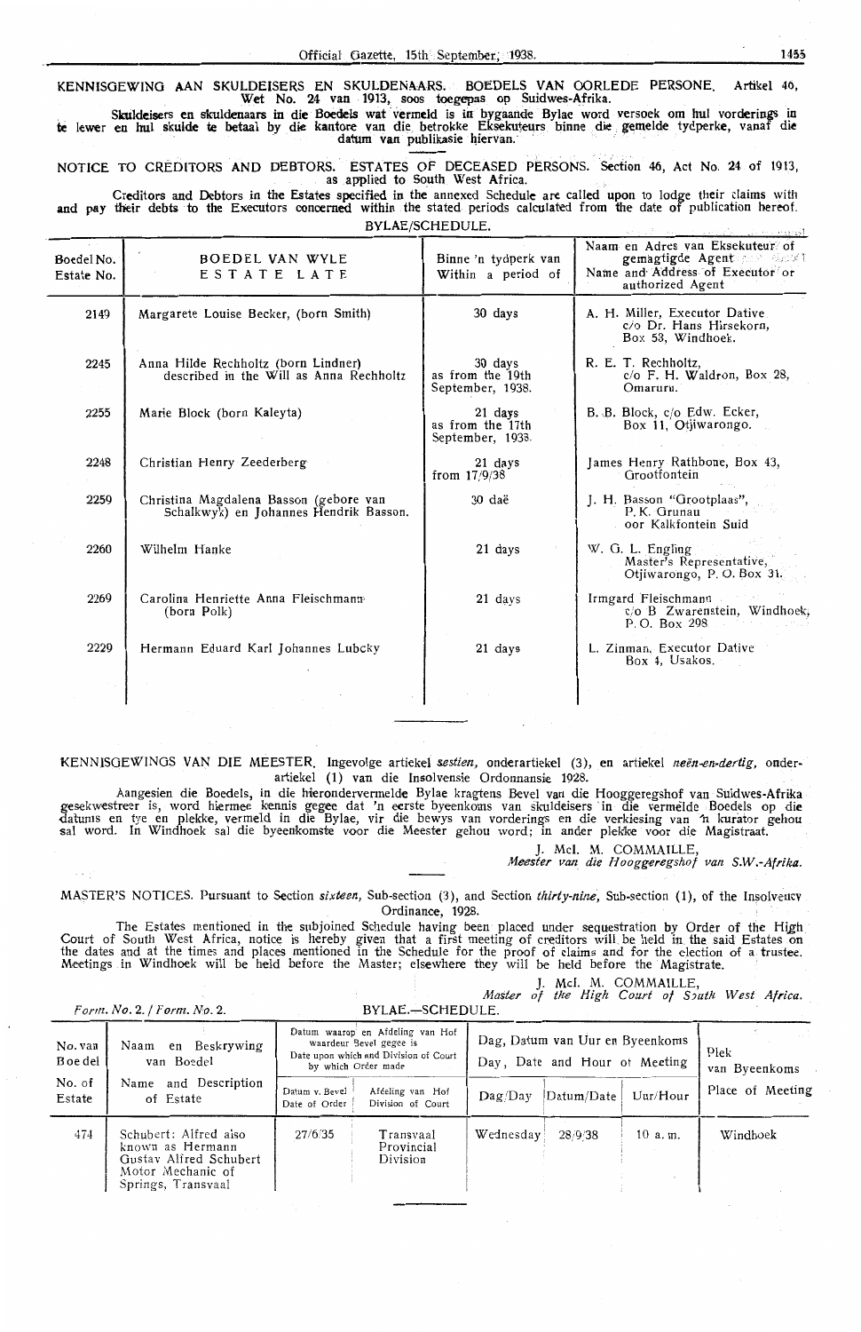KENNISGEWING AAN SKULDEISERS EN SKULDENAARS. BOEDELS VAN OORLEDE PERSONE. Artikel 40, Wet No. 24 van 1913, soos toegepas op Suidwes-Afrika.

Skuldeisers en skuldenaars in die Boedels wat vermeld is in bygaande Bylae word versoek om hul vorderings in te lewer en hul skulde te betaal by die kantore van die betrokke Eksekuteurs binne die gemelde tydperke, vanaf die datum van publikasie hiervan.

NOTICE TO CREDITORS AND DEBTORS. ESTATES OF DECEASED PERSONS. Section 46, Act No. 24 of 1913, as applied to South West Africa.

Creditors and Debtors in the Estates specified in the annexed Schedule are called upon to lodge their claims with and pay their debts to the Executors concerned within the stated periods calculated from the date of publication hereof.

BYLAE/SCHEDULE.

| Boedel No. Estate No. | BOEDEL VAN WYLE ESTATE LATE | Binne 'n tydperk van Within a period of | Naam en Adres van Eksekuteur of gemagtigde Agent Name and Address of Executor or authorized Agent |
|---|---|---|---|
| 2149 | Margarete Louise Becker, (born Smith) | 30 days | A. H. Miller, Executor Dative c/o Dr. Hans Hirsekorn, Box 53, Windhoek. |
| 2245 | Anna Hilde Rechholtz (born Lindner) described in the Will as Anna Rechholtz | 30 days as from the 19th September, 1938. | R. E. T. Rechholtz, c/o F. H. Waldron, Box 28, Omaruru. |
| 2255 | Marie Block (born Kaleyta) | 21 days as from the 17th September, 1938. | B. B. Block, c/o Edw. Ecker, Box 11, Otjiwarongo. |
| 2248 | Christian Henry Zeederberg | 21 days from 17/9/38 | James Henry Rathbone, Box 43, Grootfontein |
| 2259 | Christina Magdalena Basson (gebore van Schalkwyk) en Johannes Hendrik Basson. | 30 daë | J. H. Basson "Grootplaas", P.K. Grunau oor Kalkfontein Suid |
| 2260 | Wilhelm Hanke | 21 days | W. G. L. Engling Master's Representative, Otjiwarongo, P. O. Box 31. |
| 2269 | Carolina Henriette Anna Fleischmann (born Polk) | 21 days | Irmgard Fleischmann c/o B Zwarenstein, Windhoek, P. O. Box 298 |
| 2229 | Hermann Eduard Karl Johannes Lubcky | 21 days | L. Zinman, Executor Dative Box 4, Usakos. |

KENNISGEWINGS VAN DIE MEESTER. Ingevolge artiekel *sestien*, onderartiekel (3), en artiekel *neën-en-dertig*, onderartiekel (1) van die Insolvensie Ordonnansie 1928.

Aangesien die Boedels, in die hierondervermelde Bylae kragtens Bevel van die Hooggeregshof van Suidwes-Afrika gesekwestreer is, word hiermee kennis gegee dat 'n eerste byeenkoms van skuldeisers in die vermelde Boedels op die datums en tye en plekke, vermeld in die Bylae, vir die bewys van vorderings en die verkiesing van 'n kurator gehou sal word. In Windhoek sal die byeenkomste voor die Meester gehou word; in ander plekke voor die Magistraat.

J. McI. M. COMMAILLE,
*Meester van die Hooggeregshof van S.W.-Afrika.*

MASTER'S NOTICES. Pursuant to Section *sixteen*, Sub-section (3), and Section *thirty-nine*, Sub-section (1), of the Insolvency Ordinance, 1928.

The Estates mentioned in the subjoined Schedule having been placed under sequestration by Order of the High Court of South West Africa, notice is hereby given that a first meeting of creditors will be held in the said Estates on the dates and at the times and places mentioned in the Schedule for the proof of claims and for the election of a trustee. Meetings in Windhoek will be held before the Master; elsewhere they will be held before the Magistrate.

J. McI. M. COMMAILLE,
*Master of the High Court of South West Africa.*

*Form. No. 2. / Form. No. 2.* BYLAE.—SCHEDULE.

| No. van Boedel No. of Estate | Naam en Beskrywing van Boedel Name and Description of Estate | Datum waarop en Afdeling van Hof waardeur Bevel gegee is Date upon which and Division of Court by which Order made | | Dag, Datum van Uur en Byeenkoms Day, Date and Hour of Meeting | | | Plek van Byeenkoms Place of Meeting |
|---|---|---|---|---|---|---|---|
| | | Datum v. Bevel Date of Order | Afdeling van Hof Division of Court | Dag/Day | Datum/Date | Uur/Hour | |
| 474 | Schubert: Alfred also known as Hermann Gustav Alfred Schubert Motor Mechanic of Springs, Transvaal | 27/6/35 | Transvaal Provincial Division | Wednesday | 28/9/38 | 10 a. m. | Windhoek |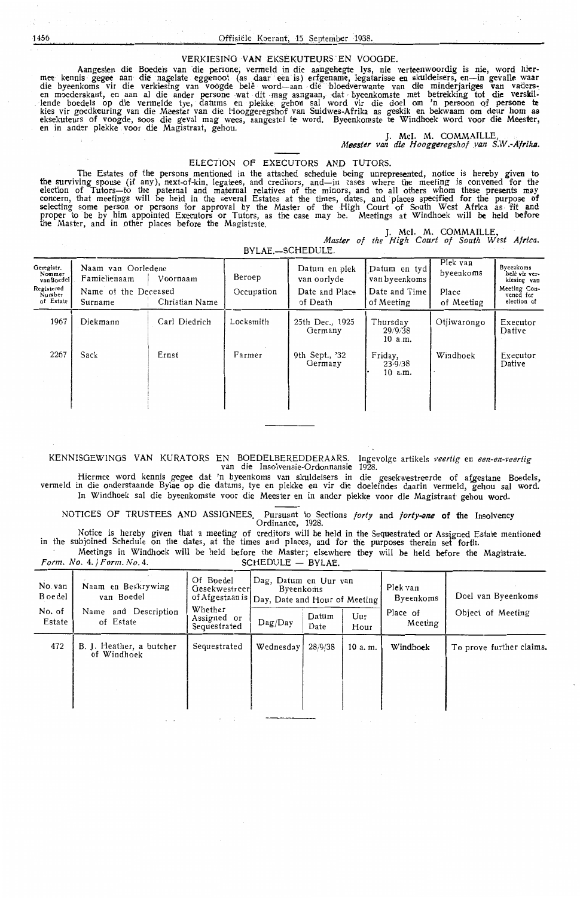## VERKIESING VAN EKSEKUTEURS EN VOOGDE.

Aangesien die Boedels van die persone, vermeld in die aangehegte lys, nie verteenwoordig is nie, word hiermee kennis gegee aan die nagelate eggenoot (as daar een is) erfgename, legatarisse en skuldeisers, en—in gevalle waar die byeenkomste vir die verkiesing van voogde belê word—aan die bloedverwante van die minderjariges van vaders- en moederskant, en aan al die ander persone wat dit mag aangaan, dat byeenkomste met betrekking tot die verskillende boedels op die vermelde tye, datums en plekke gehou sal word vir die doel om 'n persoon of persone te kies vir goedkeuring van die Meester van die Hooggeregshof van Suidwes-Afrika as geskik en bekwaam om deur hom as eksekuteurs of voogde, soos die geval mag wees, aangestel te word. Byeenkomste te Windhoek word voor die Meester, en in ander plekke voor die Magistraat, gehou.

J. McI. M. COMMAILLE,
*Meester van die Hooggeregshof van S.W.-Afrika.*

## ELECTION OF EXECUTORS AND TUTORS.

The Estates of the persons mentioned in the attached schedule being unrepresented, notice is hereby given to the surviving spouse (if any), next-of-kin, legatees, and creditors, and—in cases where the meeting is convened for the election of Tutors—to the paternal and maternal relatives of the minors, and to all others whom these presents may concern, that meetings will be held in the several Estates at the times, dates, and places specified for the purpose of selecting some person or persons for approval by the Master of the High Court of South West Africa as fit and proper to be by him appointed Executors or Tutors, as the case may be. Meetings at Windhoek will be held before the Master, and in other places before the Magistrate.

J. McI. M. COMMAILLE,
*Master of the High Court of South West Africa.*

BYLAE.—SCHEDULE.

| Geregistr. Nommer van Boedel / Registered Number of Estate | Naam van Oorledene Famielienaam / Name of the Deceased Surname | Voornaam / Christian Name | Beroep / Occupation | Datum en plek van oorlyde / Date and Place of Death | Datum en tyd van byeenkoms / Date and Time of Meeting | Plek van byeenkoms / Place of Meeting | Byeenkoms belê vir verkiesing van / Meeting Convened for election of |
|---|---|---|---|---|---|---|---|
| 1967 | Diekmann | Carl Diedrich | Locksmith | 25th Dec., 1925 Germany | Thursday 29/9/38 10 a.m. | Otjiwarongo | Executor Dative |
| 2267 | Sack | Ernst | Farmer | 9th Sept., '32 Germany | Friday, 23/9/38 10 a.m. | Windhoek | Executor Dative |

## KENNISGEWINGS VAN KURATORS EN BOEDELBEREDDERAARS. Ingevolge artikels *veertig* en *een-en-veertig* van die Insolvensie-Ordonnansie 1928.

Hiermee word kennis gegee dat 'n byeenkoms van skuldeisers in die gesekwestreerde of afgestane Boedels, vermeld in die onderstaande Bylae op die datums, tye en plekke en vir die doeleindes daarin vermeld, gehou sal word. In Windhoek sal die byeenkomste voor die Meester en in ander plekke voor die Magistraat gehou word.

## NOTICES OF TRUSTEES AND ASSIGNEES. Pursuant to Sections *forty* and *forty-one* of the Insolvency Ordinance, 1928.

Notice is hereby given that a meeting of creditors will be held in the Sequestrated or Assigned Estate mentioned in the subjoined Schedule on the dates, at the times and places, and for the purposes therein set forth.

Meetings in Windhoek will be held before the Master; elsewhere they will be held before the Magistrate.

*Form. No. 4. / Form. No. 4.* SCHEDULE — BYLAE.

| No. van Boedel / No. of Estate | Naam en Beskrywing van Boedel / Name and Description of Estate | Of Boedel Gesekwestreer of Afgestaan is / Whether Assigned or Sequestrated | Dag, Datum en Uur van Byeenkoms / Day, Date and Hour of Meeting: Dag/Day | Datum / Date | Uur / Hour | Plek van Byeenkoms / Place of Meeting | Doel van Byeenkoms / Object of Meeting |
|---|---|---|---|---|---|---|---|
| 472 | B. J. Heather, a butcher of Windhoek | Sequestrated | Wednesday | 28/9/38 | 10 a.m. | Windhoek | To prove further claims. |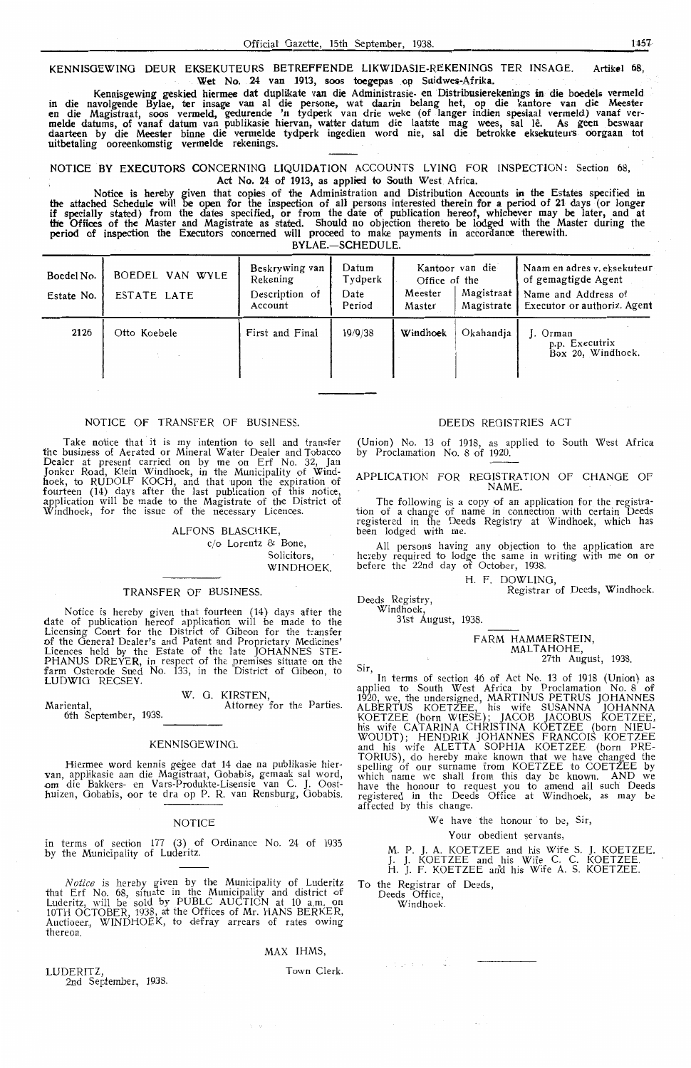KENNISGEWING DEUR EKSEKUTEURS BETREFFENDE LIKWIDASIE-REKENINGS TER INSAGE. Artikel 68, Wet No. 24 van 1913, soos toegepas op Suidwes-Afrika.

Kennisgewing geskied hiermee dat duplikate van die Administrasie- en Distribusierekenings in die boedels vermeld in die navolgende Bylae, ter insage van al die persone, wat daarin belang het, op die kantore van die Meester en die Magistraat, soos vermeld, gedurende 'n tydperk van drie weke (of langer indien spesiaal vermeld) vanaf vermelde datums, of vanaf datum van publikasie hiervan, watter datum die laatste mag wees, sal lê. As geen beswaar daarteen by die Meester binne die vermelde tydperk ingedien word nie, sal die betrokke eksekuteurs oorgaan tot uitbetaling ooreenkomstig vermelde rekenings.

NOTICE BY EXECUTORS CONCERNING LIQUIDATION ACCOUNTS LYING FOR INSPECTION: Section 68, Act No. 24 of 1913, as applied to South West Africa.

Notice is hereby given that copies of the Administration and Distribution Accounts in the Estates specified in the attached Schedule will be open for the inspection of all persons interested therein for a period of 21 days (or longer if specially stated) from the dates specified, or from the date of publication hereof, whichever may be later, and at the Offices of the Master and Magistrate as stated. Should no objection thereto be lodged with the Master during the period of inspection the Executors concerned will proceed to make payments in accordance therewith.

BYLAE.—SCHEDULE.

| Boedel No. / Estate No. | BOEDEL VAN WYLE / ESTATE LATE | Beskrywing van Rekening / Description of Account | Datum Tydperk / Date Period | Kantoor van die / Office of the: Meester / Master | Magistraat / Magistrate | Naam en adres v. eksekuteur of gemagtigde Agent / Name and Address of Executor or authoriz. Agent |
|---|---|---|---|---|---|---|
| 2126 | Otto Koebele | First and Final | 19/9/38 | Windhoek | Okahandja | J. Orman p.p. Executrix Box 20, Windhoek. |

NOTICE OF TRANSFER OF BUSINESS.

Take notice that it is my intention to sell and transfer the business of Aerated or Mineral Water Dealer and Tobacco Dealer at present carried on by me on Erf No. 32, Jan Jonker Road, Klein Windhoek, in the Municipality of Windhoek, to RUDOLF KOCH, and that upon the expiration of fourteen (14) days after the last publication of this notice, application will be made to the Magistrate of the District of Windhoek, for the issue of the necessary Licences.

ALFONS BLASCHKE,
c/o Lorentz & Bone,
Solicitors,
WINDHOEK.

TRANSFER OF BUSINESS.

Notice is hereby given that fourteen (14) days after the date of publication hereof application will be made to the Licensing Court for the District of Gibeon for the transfer of the General Dealer's and Patent and Proprietary Medicines' Licences held by the Estate of the late JOHANNES STEPHANUS DREYER, in respect of the premises situate on the farm Osterode Sued No. 133, in the District of Gibeon, to LUDWIG RECSEY.

W. G. KIRSTEN,
Attorney for the Parties.

Mariental,
6th September, 1938.

KENNISGEWING.

Hiermee word kennis gegee dat 14 dae na publikasie hiervan, applikasie aan die Magistraat, Gobabis, gemaak sal word, om die Bakkers- en Vars-Produkte-Lisensie van C. J. Oosthuizen, Gobabis, oor te dra op P. R. van Rensburg, Gobabis.

NOTICE

in terms of section 177 (3) of Ordinance No. 24 of 1935 by the Municipality of Luderitz.

*Notice* is hereby given by the Municipality of Luderitz that Erf No. 68, situate in the Municipality and district of Luderitz, will be sold by PUBLC AUCTION at 10 a.m. on 10TH OCTOBER, 1938, at the Offices of Mr. HANS BERKER, Auctioeer, WINDHOEK, to defray arrears of rates owing thereon.

MAX IHMS,
Town Clerk.

LUDERITZ,
2nd September, 1938.

DEEDS REGISTRIES ACT

(Union) No. 13 of 1918, as applied to South West Africa by Proclamation No. 8 of 1920.

APPLICATION FOR REGISTRATION OF CHANGE OF NAME.

The following is a copy of an application for the registration of a change of name in connection with certain Deeds registered in the Deeds Registry at Windhoek, which has been lodged with me.

All persons having any objection to the application are hereby required to lodge the same in writing with me on or before the 22nd day of October, 1938.

H. F. DOWLING,
Registrar of Deeds, Windhoek.

Deeds Registry,
Windhoek,
31st August, 1938.

FARM HAMMERSTEIN,
MALTAHOHE,
27th August, 1938.

Sir,

In terms of section 46 of Act No. 13 of 1918 (Union) as applied to South West Africa by Proclamation No. 8 of 1920, we, the undersigned, MARTINUS PETRUS JOHANNES ALBERTUS KOETZEE, his wife SUSANNA JOHANNA KOETZEE (born WIESE); JACOB JACOBUS KOETZEE, his wife CATARINA CHRISTINA KOETZEE (born NIEUWOUDT); HENDRIK JOHANNES FRANCOIS KOETZEE and his wife ALETTA SOPHIA KOETZEE (born PRETORIUS), do hereby make known that we have changed the spelling of our surname from KOETZEE to COETZEE by which name we shall from this day be known. AND we have the honour to request you to amend all such Deeds registered in the Deeds Office at Windhoek, as may be affected by this change.

We have the honour to be, Sir,

Your obedient servants,

M. P. J. A. KOETZEE and his Wife S. J. KOETZEE.
J. J. KOETZEE and his Wife C. C. KOETZEE.
H. J. F. KOETZEE and his Wife A. S. KOETZEE.

To the Registrar of Deeds,
Deeds Office,
Windhoek.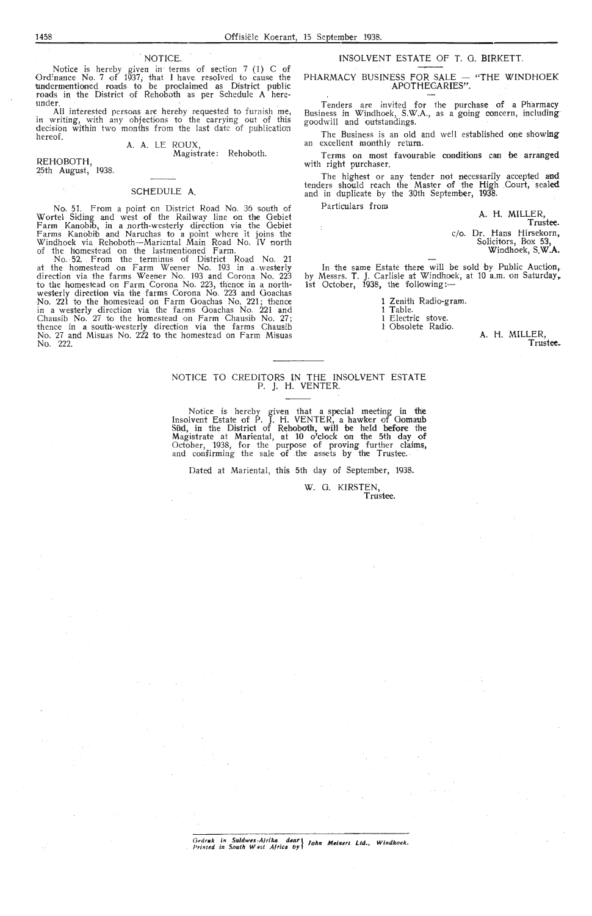## NOTICE.

Notice is hereby given in terms of section 7 (1) C of Ordinance No. 7 of 1937, that I have resolved to cause the undermentioned roads to be proclaimed as District public roads in the District of Rehoboth as per Schedule A hereunder.

All interested persons are hereby requested to furnish me, in writing, with any objections to the carrying out of this decision within two months from the last date of publication hereof.

A. A. LE ROUX,
Magistrate: Rehoboth.

REHOBOTH,
25th August, 1938.

### SCHEDULE A.

No. 51. From a point on District Road No. 36 south of Wortel Siding and west of the Railway line on the Gebiet Farm Kanobib, in a north-westerly direction via the Gebiet Farms Kanobib and Naruchas to a point where it joins the Windhoek via Rehoboth—Mariental Main Road No. IV north of the homestead on the lastmentioned Farm.

No. 52. From the terminus of District Road No. 21 at the homestead on Farm Weener No. 193 in a westerly direction via the farms Weener No. 193 and Corona No. 223 to the homestead on Farm Corona No. 223, thence in a north-westerly direction via the farms Corona No. 223 and Goachas No. 221 to the homestead on Farm Goachas No. 221; thence in a westerly direction via the farms Goachas No. 221 and Chausib No. 27 to the homestead on Farm Chausib No. 27; thence in a south-westerly direction via the farms Chausib No. 27 and Misuas No. 222 to the homestead on Farm Misuas No. 222.

## INSOLVENT ESTATE OF T. G. BIRKETT.

### PHARMACY BUSINESS FOR SALE — "THE WINDHOEK APOTHECARIES".

Tenders are invited for the purchase of a Pharmacy Business in Windhoek, S.W.A., as a going concern, including goodwill and outstandings.

The Business is an old and well established one showing an excellent monthly return.

Terms on most favourable conditions can be arranged with right purchaser.

The highest or any tender not necessarily accepted and tenders should reach the Master of the High Court, sealed and in duplicate by the 30th September, 1938.

Particulars from

A. H. MILLER,
Trustee.
c/o. Dr. Hans Hirsekorn,
Solicitors, Box 53,
Windhoek, S.W.A.

In the same Estate there will be sold by Public Auction, by Messrs. T. J. Carlisle at Windhoek, at 10 a.m. on Saturday, 1st October, 1938, the following:—

1 Zenith Radio-gram.
1 Table.
1 Electric stove.
1 Obsolete Radio.

A. H. MILLER,
Trustee.

## NOTICE TO CREDITORS IN THE INSOLVENT ESTATE P. J. H. VENTER.

Notice is hereby given that a special meeting in the Insolvent Estate of P. J. H. VENTER, a hawker of Gomaub Süd, in the District of Rehoboth, will be held before the Magistrate at Mariental, at 10 o'clock on the 5th day of October, 1938, for the purpose of proving further claims, and confirming the sale of the assets by the Trustee.

Dated at Mariental, this 5th day of September, 1938.

W. G. KIRSTEN,
Trustee.

*Gedruk in Suidwes-Afrika deur / Printed in South West Africa by* *John Meinert Ltd., Windhoek.*